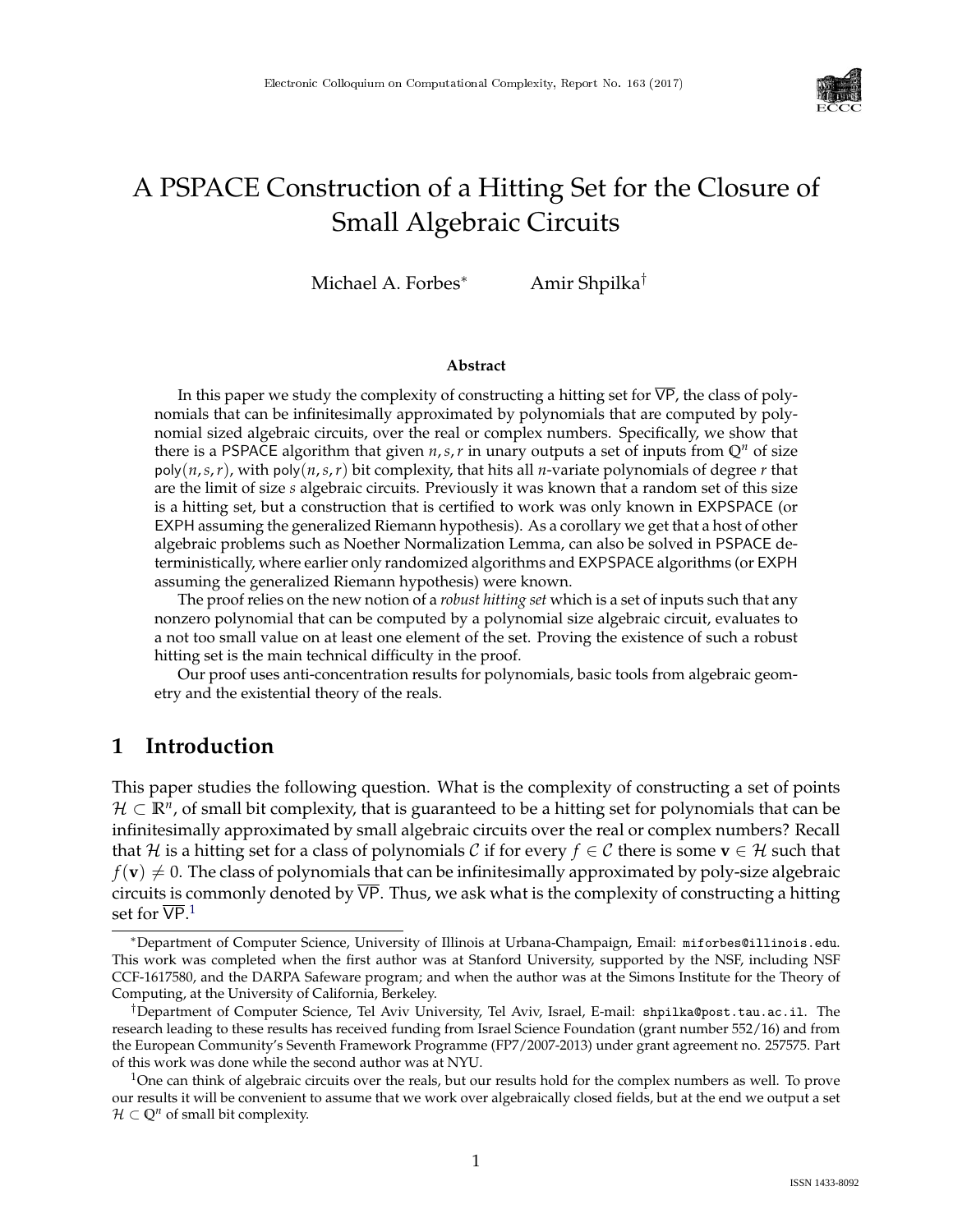# A PSPACE Construction of a Hitting Set for the Closure of Small Algebraic Circuits

Michael A. Forbes[*] Amir Shpilka[†]

**Abstract**

In this paper we study the complexity of constructing a hitting set for $\overline{\mathsf{VP}}$, the class of polynomials that can be infinitesimally approximated by polynomials that are computed by polynomial sized algebraic circuits, over the real or complex numbers. Specifically, we show that there is a PSPACE algorithm that given $n, s, r$ in unary outputs a set of inputs from $\mathbb{Q}^n$ of size $\mathsf{poly}(n, s, r)$, with $\mathsf{poly}(n, s, r)$ bit complexity, that hits all $n$-variate polynomials of degree $r$ that are the limit of size $s$ algebraic circuits. Previously it was known that a random set of this size is a hitting set, but a construction that is certified to work was only known in EXPSPACE (or EXPH assuming the generalized Riemann hypothesis). As a corollary we get that a host of other algebraic problems such as Noether Normalization Lemma, can also be solved in PSPACE deterministically, where earlier only randomized algorithms and EXPSPACE algorithms (or EXPH assuming the generalized Riemann hypothesis) were known.

The proof relies on the new notion of a *robust hitting set* which is a set of inputs such that any nonzero polynomial that can be computed by a polynomial size algebraic circuit, evaluates to a not too small value on at least one element of the set. Proving the existence of such a robust hitting set is the main technical difficulty in the proof.

Our proof uses anti-concentration results for polynomials, basic tools from algebraic geometry and the existential theory of the reals.

## 1 Introduction

This paper studies the following question. What is the complexity of constructing a set of points $\mathcal{H} \subset \mathbb{R}^n$, of small bit complexity, that is guaranteed to be a hitting set for polynomials that can be infinitesimally approximated by small algebraic circuits over the real or complex numbers? Recall that $\mathcal{H}$ is a hitting set for a class of polynomials $\mathcal{C}$ if for every $f \in \mathcal{C}$ there is some $\mathbf{v} \in \mathcal{H}$ such that $f(\mathbf{v}) \neq 0$. The class of polynomials that can be infinitesimally approximated by poly-size algebraic circuits is commonly denoted by $\overline{\mathsf{VP}}$. Thus, we ask what is the complexity of constructing a hitting set for $\overline{\mathsf{VP}}$.[1]

---

[*]Department of Computer Science, University of Illinois at Urbana-Champaign, Email: miforbes@illinois.edu. This work was completed when the first author was at Stanford University, supported by the NSF, including NSF CCF-1617580, and the DARPA Safeware program; and when the author was at the Simons Institute for the Theory of Computing, at the University of California, Berkeley.

[†]Department of Computer Science, Tel Aviv University, Tel Aviv, Israel, E-mail: shpilka@post.tau.ac.il. The research leading to these results has received funding from Israel Science Foundation (grant number 552/16) and from the European Community's Seventh Framework Programme (FP7/2007-2013) under grant agreement no. 257575. Part of this work was done while the second author was at NYU.

[1]One can think of algebraic circuits over the reals, but our results hold for the complex numbers as well. To prove our results it will be convenient to assume that we work over algebraically closed fields, but at the end we output a set $\mathcal{H} \subset \mathbb{Q}^n$ of small bit complexity.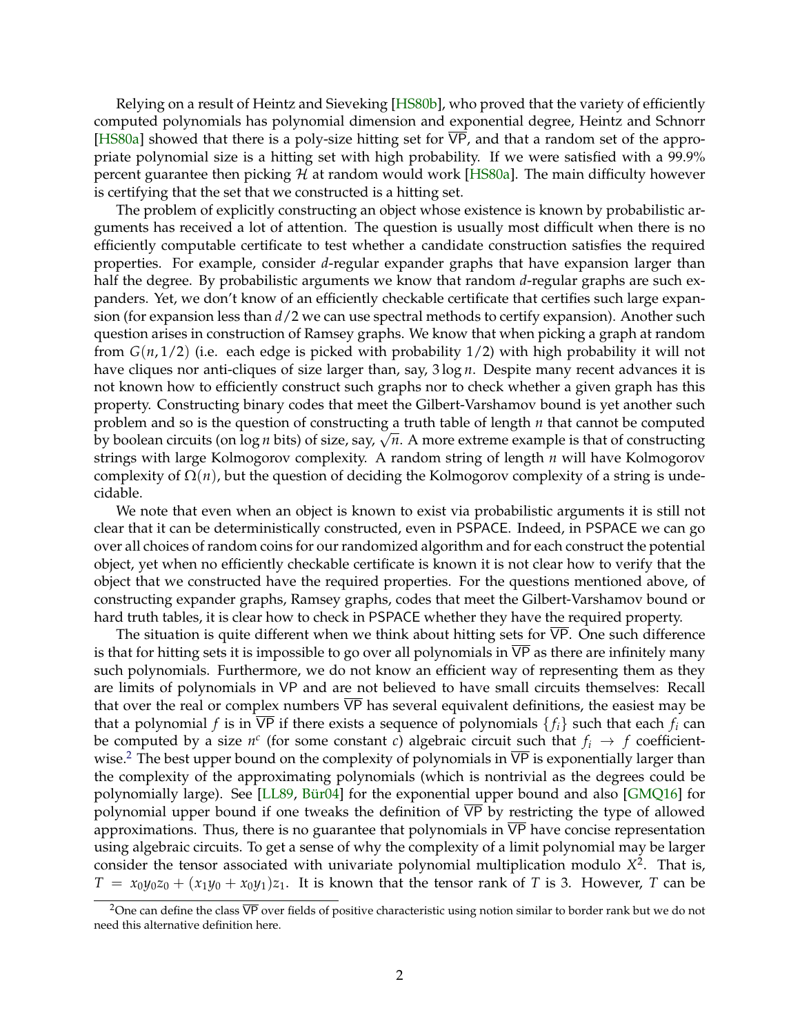Relying on a result of Heintz and Sieveking [HS80b], who proved that the variety of efficiently computed polynomials has polynomial dimension and exponential degree, Heintz and Schnorr [HS80a] showed that there is a poly-size hitting set for $\overline{\mathsf{VP}}$, and that a random set of the appropriate polynomial size is a hitting set with high probability. If we were satisfied with a 99.9% percent guarantee then picking $\mathcal{H}$ at random would work [HS80a]. The main difficulty however is certifying that the set that we constructed is a hitting set.

The problem of explicitly constructing an object whose existence is known by probabilistic arguments has received a lot of attention. The question is usually most difficult when there is no efficiently computable certificate to test whether a candidate construction satisfies the required properties. For example, consider $d$-regular expander graphs that have expansion larger than half the degree. By probabilistic arguments we know that random $d$-regular graphs are such expanders. Yet, we don't know of an efficiently checkable certificate that certifies such large expansion (for expansion less than $d/2$ we can use spectral methods to certify expansion). Another such question arises in construction of Ramsey graphs. We know that when picking a graph at random from $G(n, 1/2)$ (i.e. each edge is picked with probability $1/2$) with high probability it will not have cliques nor anti-cliques of size larger than, say, $3 \log n$. Despite many recent advances it is not known how to efficiently construct such graphs nor to check whether a given graph has this property. Constructing binary codes that meet the Gilbert-Varshamov bound is yet another such problem and so is the question of constructing a truth table of length $n$ that cannot be computed by boolean circuits (on $\log n$ bits) of size, say, $\sqrt{n}$. A more extreme example is that of constructing strings with large Kolmogorov complexity. A random string of length $n$ will have Kolmogorov complexity of $\Omega(n)$, but the question of deciding the Kolmogorov complexity of a string is undecidable.

We note that even when an object is known to exist via probabilistic arguments it is still not clear that it can be deterministically constructed, even in PSPACE. Indeed, in PSPACE we can go over all choices of random coins for our randomized algorithm and for each construct the potential object, yet when no efficiently checkable certificate is known it is not clear how to verify that the object that we constructed have the required properties. For the questions mentioned above, of constructing expander graphs, Ramsey graphs, codes that meet the Gilbert-Varshamov bound or hard truth tables, it is clear how to check in PSPACE whether they have the required property.

The situation is quite different when we think about hitting sets for $\overline{\mathsf{VP}}$. One such difference is that for hitting sets it is impossible to go over all polynomials in $\overline{\mathsf{VP}}$ as there are infinitely many such polynomials. Furthermore, we do not know an efficient way of representing them as they are limits of polynomials in VP and are not believed to have small circuits themselves: Recall that over the real or complex numbers $\overline{\mathsf{VP}}$ has several equivalent definitions, the easiest may be that a polynomial $f$ is in $\overline{\mathsf{VP}}$ if there exists a sequence of polynomials $\{f_i\}$ such that each $f_i$ can be computed by a size $n^c$ (for some constant $c$) algebraic circuit such that $f_i \to f$ coefficient-wise.[2] The best upper bound on the complexity of polynomials in $\overline{\mathsf{VP}}$ is exponentially larger than the complexity of the approximating polynomials (which is nontrivial as the degrees could be polynomially large). See [LL89, Bür04] for the exponential upper bound and also [GMQ16] for polynomial upper bound if one tweaks the definition of $\overline{\mathsf{VP}}$ by restricting the type of allowed approximations. Thus, there is no guarantee that polynomials in $\overline{\mathsf{VP}}$ have concise representation using algebraic circuits. To get a sense of why the complexity of a limit polynomial may be larger consider the tensor associated with univariate polynomial multiplication modulo $X^2$. That is, $T = x_0 y_0 z_0 + (x_1 y_0 + x_0 y_1) z_1$. It is known that the tensor rank of $T$ is 3. However, $T$ can be

[2] One can define the class $\overline{\mathsf{VP}}$ over fields of positive characteristic using notion similar to border rank but we do not need this alternative definition here.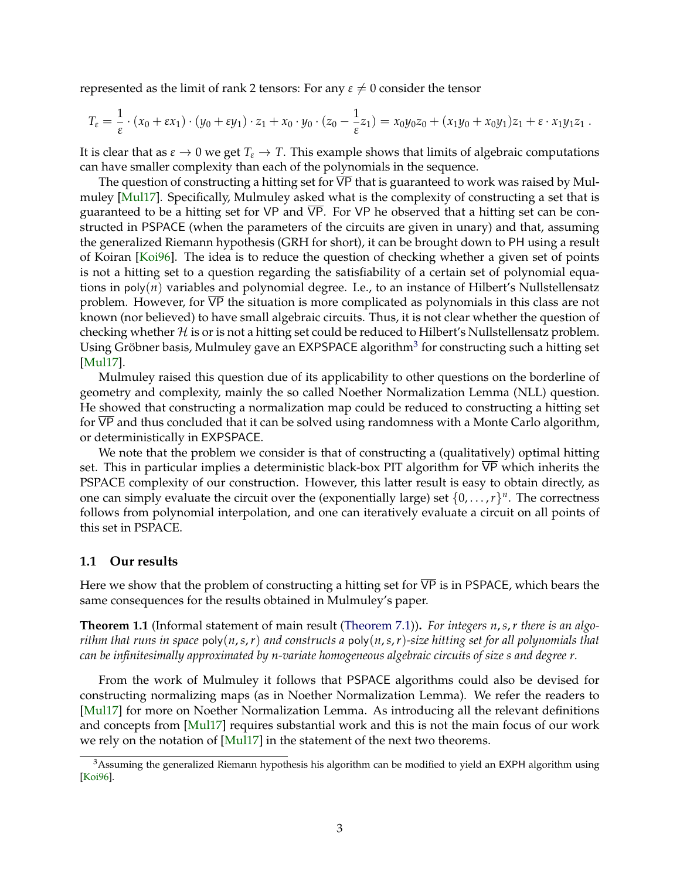represented as the limit of rank 2 tensors: For any $\varepsilon \neq 0$ consider the tensor

$$T_\varepsilon = \frac{1}{\varepsilon} \cdot (x_0 + \varepsilon x_1) \cdot (y_0 + \varepsilon y_1) \cdot z_1 + x_0 \cdot y_0 \cdot (z_0 - \frac{1}{\varepsilon} z_1) = x_0 y_0 z_0 + (x_1 y_0 + x_0 y_1) z_1 + \varepsilon \cdot x_1 y_1 z_1 \,.$$

It is clear that as $\varepsilon \to 0$ we get $T_\varepsilon \to T$. This example shows that limits of algebraic computations can have smaller complexity than each of the polynomials in the sequence.

The question of constructing a hitting set for $\overline{\mathsf{VP}}$ that is guaranteed to work was raised by Mulmuley [Mul17]. Specifically, Mulmuley asked what is the complexity of constructing a set that is guaranteed to be a hitting set for $\mathsf{VP}$ and $\overline{\mathsf{VP}}$. For $\mathsf{VP}$ he observed that a hitting set can be constructed in PSPACE (when the parameters of the circuits are given in unary) and that, assuming the generalized Riemann hypothesis (GRH for short), it can be brought down to PH using a result of Koiran [Koi96]. The idea is to reduce the question of checking whether a given set of points is not a hitting set to a question regarding the satisfiability of a certain set of polynomial equations in $\mathsf{poly}(n)$ variables and polynomial degree. I.e., to an instance of Hilbert's Nullstellensatz problem. However, for $\overline{\mathsf{VP}}$ the situation is more complicated as polynomials in this class are not known (nor believed) to have small algebraic circuits. Thus, it is not clear whether the question of checking whether $\mathcal{H}$ is or is not a hitting set could be reduced to Hilbert's Nullstellensatz problem. Using Gröbner basis, Mulmuley gave an EXPSPACE algorithm[3] for constructing such a hitting set [Mul17].

Mulmuley raised this question due of its applicability to other questions on the borderline of geometry and complexity, mainly the so called Noether Normalization Lemma (NLL) question. He showed that constructing a normalization map could be reduced to constructing a hitting set for $\overline{\mathsf{VP}}$ and thus concluded that it can be solved using randomness with a Monte Carlo algorithm, or deterministically in EXPSPACE.

We note that the problem we consider is that of constructing a (qualitatively) optimal hitting set. This in particular implies a deterministic black-box PIT algorithm for $\overline{\mathsf{VP}}$ which inherits the PSPACE complexity of our construction. However, this latter result is easy to obtain directly, as one can simply evaluate the circuit over the (exponentially large) set $\{0, \ldots, r\}^n$. The correctness follows from polynomial interpolation, and one can iteratively evaluate a circuit on all points of this set in PSPACE.

## 1.1 Our results

Here we show that the problem of constructing a hitting set for $\overline{\mathsf{VP}}$ is in PSPACE, which bears the same consequences for the results obtained in Mulmuley's paper.

**Theorem 1.1** (Informal statement of main result (Theorem 7.1))**.** *For integers $n, s, r$ there is an algorithm that runs in space $\mathsf{poly}(n, s, r)$ and constructs a $\mathsf{poly}(n, s, r)$-size hitting set for all polynomials that can be infinitesimally approximated by $n$-variate homogeneous algebraic circuits of size $s$ and degree $r$.*

From the work of Mulmuley it follows that PSPACE algorithms could also be devised for constructing normalizing maps (as in Noether Normalization Lemma). We refer the readers to [Mul17] for more on Noether Normalization Lemma. As introducing all the relevant definitions and concepts from [Mul17] requires substantial work and this is not the main focus of our work we rely on the notation of [Mul17] in the statement of the next two theorems.

[3] Assuming the generalized Riemann hypothesis his algorithm can be modified to yield an EXPH algorithm using [Koi96].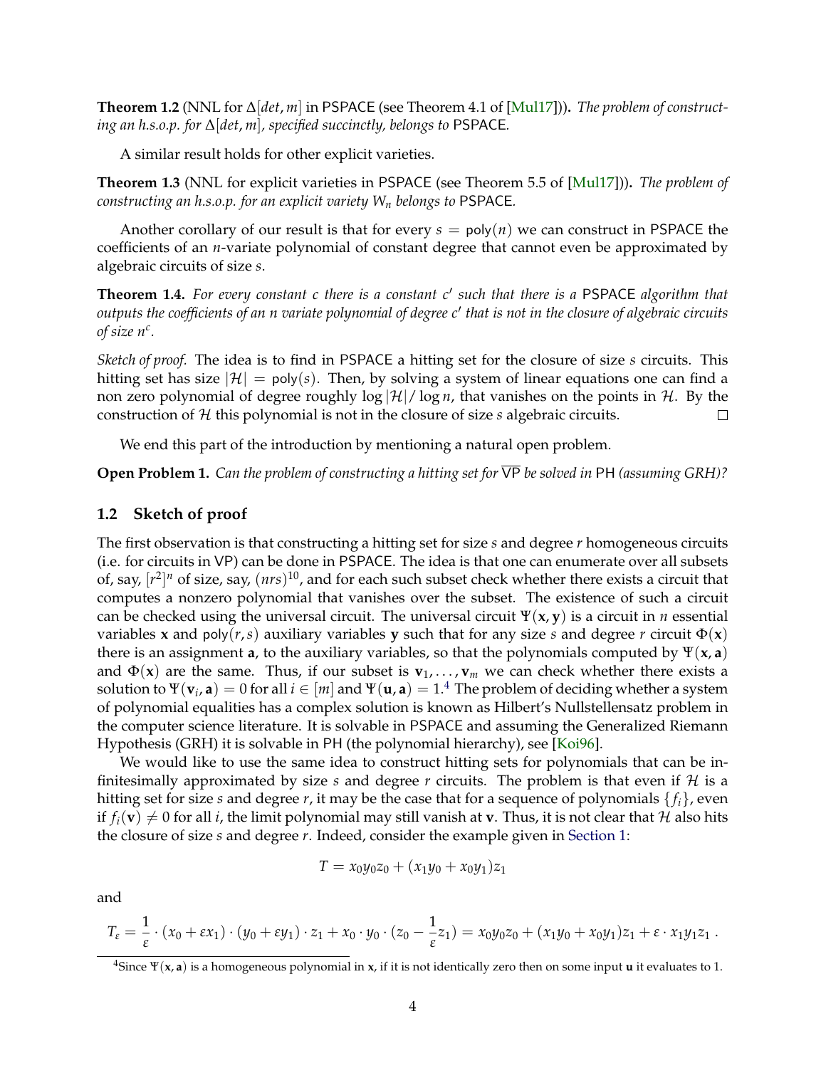**Theorem 1.2** (NNL for $\Delta[det, m]$ in PSPACE (see Theorem 4.1 of [Mul17]))**.** *The problem of constructing an h.s.o.p. for $\Delta[det, m]$, specified succinctly, belongs to* PSPACE*.*

A similar result holds for other explicit varieties.

**Theorem 1.3** (NNL for explicit varieties in PSPACE (see Theorem 5.5 of [Mul17]))**.** *The problem of constructing an h.s.o.p. for an explicit variety $W_n$ belongs to* PSPACE*.*

Another corollary of our result is that for every $s = \mathsf{poly}(n)$ we can construct in PSPACE the coefficients of an $n$-variate polynomial of constant degree that cannot even be approximated by algebraic circuits of size $s$.

**Theorem 1.4.** *For every constant $c$ there is a constant $c'$ such that there is a* PSPACE *algorithm that outputs the coefficients of an $n$ variate polynomial of degree $c'$ that is not in the closure of algebraic circuits of size $n^c$.*

*Sketch of proof.* The idea is to find in PSPACE a hitting set for the closure of size $s$ circuits. This hitting set has size $|\mathcal{H}| = \mathsf{poly}(s)$. Then, by solving a system of linear equations one can find a non zero polynomial of degree roughly $\log |\mathcal{H}| / \log n$, that vanishes on the points in $\mathcal{H}$. By the construction of $\mathcal{H}$ this polynomial is not in the closure of size $s$ algebraic circuits. □

We end this part of the introduction by mentioning a natural open problem.

**Open Problem 1.** *Can the problem of constructing a hitting set for $\overline{\mathsf{VP}}$ be solved in* PH *(assuming GRH)?*

### 1.2 Sketch of proof

The first observation is that constructing a hitting set for size $s$ and degree $r$ homogeneous circuits (i.e. for circuits in VP) can be done in PSPACE. The idea is that one can enumerate over all subsets of, say, $[r^2]^n$ of size, say, $(nrs)^{10}$, and for each such subset check whether there exists a circuit that computes a nonzero polynomial that vanishes over the subset. The existence of such a circuit can be checked using the universal circuit. The universal circuit $\Psi(\mathbf{x}, \mathbf{y})$ is a circuit in $n$ essential variables $\mathbf{x}$ and $\mathsf{poly}(r, s)$ auxiliary variables $\mathbf{y}$ such that for any size $s$ and degree $r$ circuit $\Phi(\mathbf{x})$ there is an assignment $\mathbf{a}$, to the auxiliary variables, so that the polynomials computed by $\Psi(\mathbf{x}, \mathbf{a})$ and $\Phi(\mathbf{x})$ are the same. Thus, if our subset is $\mathbf{v}_1, \ldots, \mathbf{v}_m$ we can check whether there exists a solution to $\Psi(\mathbf{v}_i, \mathbf{a}) = 0$ for all $i \in [m]$ and $\Psi(\mathbf{u}, \mathbf{a}) = 1$.[4] The problem of deciding whether a system of polynomial equalities has a complex solution is known as Hilbert's Nullstellensatz problem in the computer science literature. It is solvable in PSPACE and assuming the Generalized Riemann Hypothesis (GRH) it is solvable in PH (the polynomial hierarchy), see [Koi96].

We would like to use the same idea to construct hitting sets for polynomials that can be infinitesimally approximated by size $s$ and degree $r$ circuits. The problem is that even if $\mathcal{H}$ is a hitting set for size $s$ and degree $r$, it may be the case that for a sequence of polynomials $\{f_i\}$, even if $f_i(\mathbf{v}) \neq 0$ for all $i$, the limit polynomial may still vanish at $\mathbf{v}$. Thus, it is not clear that $\mathcal{H}$ also hits the closure of size $s$ and degree $r$. Indeed, consider the example given in Section 1:

$$T = x_0 y_0 z_0 + (x_1 y_0 + x_0 y_1) z_1$$

and

$$T_\varepsilon = \frac{1}{\varepsilon} \cdot (x_0 + \varepsilon x_1) \cdot (y_0 + \varepsilon y_1) \cdot z_1 + x_0 \cdot y_0 \cdot (z_0 - \frac{1}{\varepsilon} z_1) = x_0 y_0 z_0 + (x_1 y_0 + x_0 y_1) z_1 + \varepsilon \cdot x_1 y_1 z_1 \,.$$

[4] Since $\Psi(\mathbf{x}, \mathbf{a})$ is a homogeneous polynomial in $\mathbf{x}$, if it is not identically zero then on some input $\mathbf{u}$ it evaluates to 1.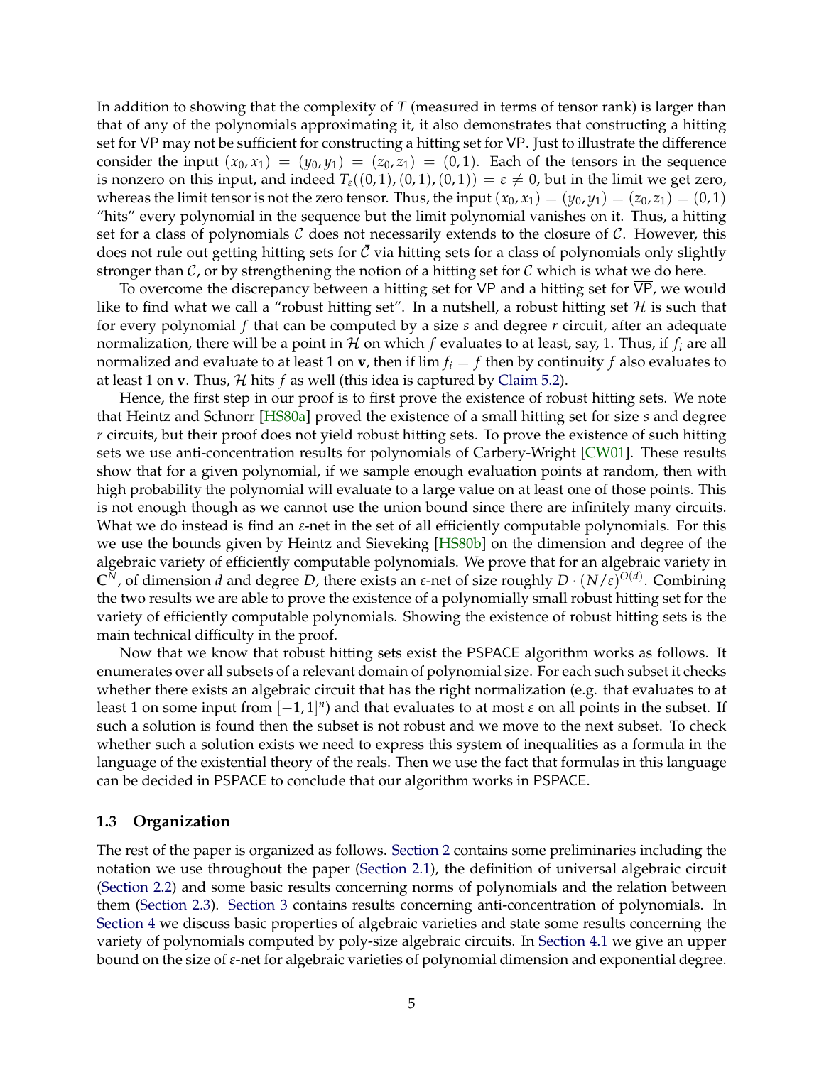In addition to showing that the complexity of $T$ (measured in terms of tensor rank) is larger than that of any of the polynomials approximating it, it also demonstrates that constructing a hitting set for VP may not be sufficient for constructing a hitting set for $\overline{\mathsf{VP}}$. Just to illustrate the difference consider the input $(x_0, x_1) = (y_0, y_1) = (z_0, z_1) = (0, 1)$. Each of the tensors in the sequence is nonzero on this input, and indeed $T_\varepsilon((0,1),(0,1),(0,1)) = \varepsilon \neq 0$, but in the limit we get zero, whereas the limit tensor is not the zero tensor. Thus, the input $(x_0, x_1) = (y_0, y_1) = (z_0, z_1) = (0, 1)$ "hits" every polynomial in the sequence but the limit polynomial vanishes on it. Thus, a hitting set for a class of polynomials $\mathcal{C}$ does not necessarily extends to the closure of $\mathcal{C}$. However, this does not rule out getting hitting sets for $\bar{\mathcal{C}}$ via hitting sets for a class of polynomials only slightly stronger than $\mathcal{C}$, or by strengthening the notion of a hitting set for $\mathcal{C}$ which is what we do here.

To overcome the discrepancy between a hitting set for VP and a hitting set for $\overline{\mathsf{VP}}$, we would like to find what we call a "robust hitting set". In a nutshell, a robust hitting set $\mathcal{H}$ is such that for every polynomial $f$ that can be computed by a size $s$ and degree $r$ circuit, after an adequate normalization, there will be a point in $\mathcal{H}$ on which $f$ evaluates to at least, say, 1. Thus, if $f_i$ are all normalized and evaluate to at least 1 on $\mathbf{v}$, then if $\lim f_i = f$ then by continuity $f$ also evaluates to at least 1 on $\mathbf{v}$. Thus, $\mathcal{H}$ hits $f$ as well (this idea is captured by Claim 5.2).

Hence, the first step in our proof is to first prove the existence of robust hitting sets. We note that Heintz and Schnorr [HS80a] proved the existence of a small hitting set for size $s$ and degree $r$ circuits, but their proof does not yield robust hitting sets. To prove the existence of such hitting sets we use anti-concentration results for polynomials of Carbery-Wright [CW01]. These results show that for a given polynomial, if we sample enough evaluation points at random, then with high probability the polynomial will evaluate to a large value on at least one of those points. This is not enough though as we cannot use the union bound since there are infinitely many circuits. What we do instead is find an $\varepsilon$-net in the set of all efficiently computable polynomials. For this we use the bounds given by Heintz and Sieveking [HS80b] on the dimension and degree of the algebraic variety of efficiently computable polynomials. We prove that for an algebraic variety in $\mathbb{C}^N$, of dimension $d$ and degree $D$, there exists an $\varepsilon$-net of size roughly $D \cdot (N/\varepsilon)^{O(d)}$. Combining the two results we are able to prove the existence of a polynomially small robust hitting set for the variety of efficiently computable polynomials. Showing the existence of robust hitting sets is the main technical difficulty in the proof.

Now that we know that robust hitting sets exist the PSPACE algorithm works as follows. It enumerates over all subsets of a relevant domain of polynomial size. For each such subset it checks whether there exists an algebraic circuit that has the right normalization (e.g. that evaluates to at least 1 on some input from $[-1, 1]^n$) and that evaluates to at most $\varepsilon$ on all points in the subset. If such a solution is found then the subset is not robust and we move to the next subset. To check whether such a solution exists we need to express this system of inequalities as a formula in the language of the existential theory of the reals. Then we use the fact that formulas in this language can be decided in PSPACE to conclude that our algorithm works in PSPACE.

### 1.3 Organization

The rest of the paper is organized as follows. Section 2 contains some preliminaries including the notation we use throughout the paper (Section 2.1), the definition of universal algebraic circuit (Section 2.2) and some basic results concerning norms of polynomials and the relation between them (Section 2.3). Section 3 contains results concerning anti-concentration of polynomials. In Section 4 we discuss basic properties of algebraic varieties and state some results concerning the variety of polynomials computed by poly-size algebraic circuits. In Section 4.1 we give an upper bound on the size of $\varepsilon$-net for algebraic varieties of polynomial dimension and exponential degree.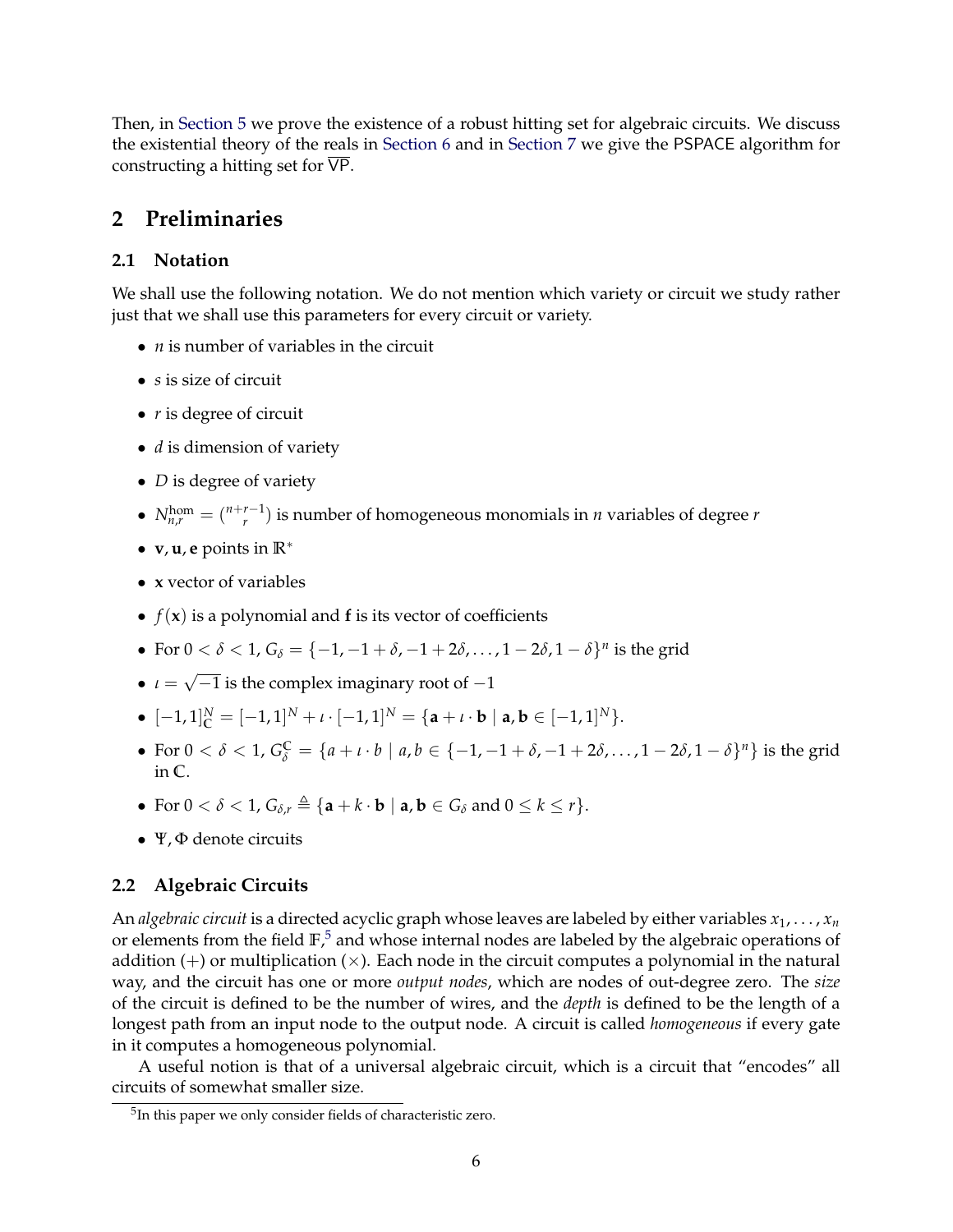Then, in Section 5 we prove the existence of a robust hitting set for algebraic circuits. We discuss the existential theory of the reals in Section 6 and in Section 7 we give the PSPACE algorithm for constructing a hitting set for $\overline{\mathsf{VP}}$.

## 2 Preliminaries

### 2.1 Notation

We shall use the following notation. We do not mention which variety or circuit we study rather just that we shall use this parameters for every circuit or variety.

- $n$ is number of variables in the circuit
- $s$ is size of circuit
- $r$ is degree of circuit
- $d$ is dimension of variety
- $D$ is degree of variety
- $N^{\text{hom}}_{n,r} = \binom{n+r-1}{r}$ is number of homogeneous monomials in $n$ variables of degree $r$
- $\mathbf{v}, \mathbf{u}, \mathbf{e}$ points in $\mathbb{R}^*$
- $\mathbf{x}$ vector of variables
- $f(\mathbf{x})$ is a polynomial and $\mathbf{f}$ is its vector of coefficients
- For $0 < \delta < 1$, $G_\delta = \{-1, -1+\delta, -1+2\delta, \ldots, 1-2\delta, 1-\delta\}^n$ is the grid
- $\iota = \sqrt{-1}$ is the complex imaginary root of $-1$
- $[-1,1]^N_{\mathbb{C}} = [-1,1]^N + \iota \cdot [-1,1]^N = \{\mathbf{a} + \iota \cdot \mathbf{b} \mid \mathbf{a}, \mathbf{b} \in [-1,1]^N\}$.
- For $0 < \delta < 1$, $G^{\mathbb{C}}_\delta = \{a + \iota \cdot b \mid a, b \in \{-1, -1+\delta, -1+2\delta, \ldots, 1-2\delta, 1-\delta\}^n\}$ is the grid in $\mathbb{C}$.
- For $0 < \delta < 1$, $G_{\delta,r} \triangleq \{\mathbf{a} + k \cdot \mathbf{b} \mid \mathbf{a}, \mathbf{b} \in G_\delta \text{ and } 0 \le k \le r\}$.
- $\Psi, \Phi$ denote circuits

### 2.2 Algebraic Circuits

An *algebraic circuit* is a directed acyclic graph whose leaves are labeled by either variables $x_1, \ldots, x_n$ or elements from the field $\mathbb{F}$,[5] and whose internal nodes are labeled by the algebraic operations of addition $(+)$ or multiplication $(\times)$. Each node in the circuit computes a polynomial in the natural way, and the circuit has one or more *output nodes*, which are nodes of out-degree zero. The *size* of the circuit is defined to be the number of wires, and the *depth* is defined to be the length of a longest path from an input node to the output node. A circuit is called *homogeneous* if every gate in it computes a homogeneous polynomial.

A useful notion is that of a universal algebraic circuit, which is a circuit that "encodes" all circuits of somewhat smaller size.

[5] In this paper we only consider fields of characteristic zero.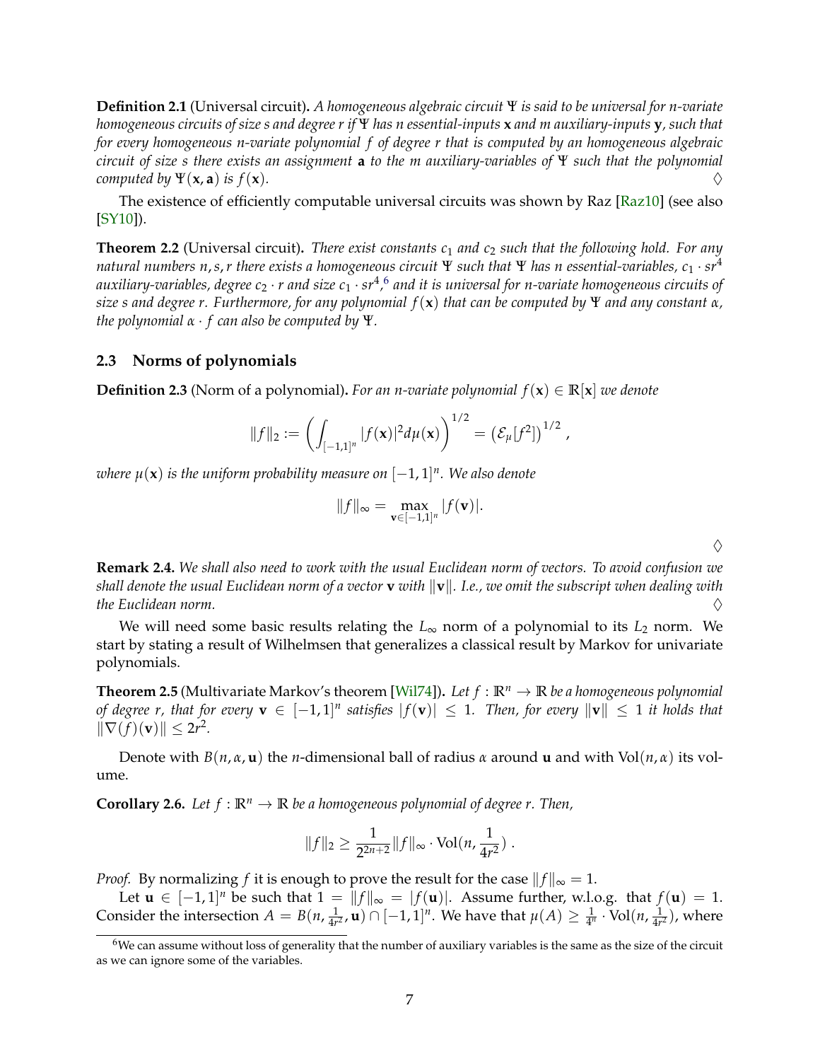**Definition 2.1** (Universal circuit). *A homogeneous algebraic circuit $\Psi$ is said to be universal for $n$-variate homogeneous circuits of size $s$ and degree $r$ if $\Psi$ has $n$ essential-inputs $\mathbf{x}$ and $m$ auxiliary-inputs $\mathbf{y}$, such that for every homogeneous $n$-variate polynomial $f$ of degree $r$ that is computed by an homogeneous algebraic circuit of size $s$ there exists an assignment $\mathbf{a}$ to the $m$ auxiliary-variables of $\Psi$ such that the polynomial computed by $\Psi(\mathbf{x}, \mathbf{a})$ is $f(\mathbf{x})$.* ♢

The existence of efficiently computable universal circuits was shown by Raz [Raz10] (see also [SY10]).

**Theorem 2.2** (Universal circuit). *There exist constants $c_1$ and $c_2$ such that the following hold. For any natural numbers $n, s, r$ there exists a homogeneous circuit $\Psi$ such that $\Psi$ has $n$ essential-variables, $c_1 \cdot sr^4$ auxiliary-variables, degree $c_2 \cdot r$ and size $c_1 \cdot sr^4$,[6] and it is universal for $n$-variate homogeneous circuits of size $s$ and degree $r$. Furthermore, for any polynomial $f(\mathbf{x})$ that can be computed by $\Psi$ and any constant $\alpha$, the polynomial $\alpha \cdot f$ can also be computed by $\Psi$.*

### 2.3 Norms of polynomials

**Definition 2.3** (Norm of a polynomial). *For an $n$-variate polynomial $f(\mathbf{x}) \in \mathbb{R}[\mathbf{x}]$ we denote*

$$\|f\|_2 := \left( \int_{[-1,1]^n} |f(\mathbf{x})|^2 d\mu(\mathbf{x}) \right)^{1/2} = \left( \mathcal{E}_\mu[f^2] \right)^{1/2} ,$$

*where $\mu(\mathbf{x})$ is the uniform probability measure on $[-1,1]^n$. We also denote*

$$\|f\|_\infty = \max_{\mathbf{v} \in [-1,1]^n} |f(\mathbf{v})|.$$

♢

**Remark 2.4.** *We shall also need to work with the usual Euclidean norm of vectors. To avoid confusion we shall denote the usual Euclidean norm of a vector $\mathbf{v}$ with $\|\mathbf{v}\|$. I.e., we omit the subscript when dealing with the Euclidean norm.* ♢

We will need some basic results relating the $L_\infty$ norm of a polynomial to its $L_2$ norm. We start by stating a result of Wilhelmsen that generalizes a classical result by Markov for univariate polynomials.

**Theorem 2.5** (Multivariate Markov's theorem [Wil74]). *Let $f : \mathbb{R}^n \to \mathbb{R}$ be a homogeneous polynomial of degree $r$, that for every $\mathbf{v} \in [-1,1]^n$ satisfies $|f(\mathbf{v})| \leq 1$. Then, for every $\|\mathbf{v}\| \leq 1$ it holds that $\|\nabla(f)(\mathbf{v})\| \leq 2r^2$.*

Denote with $B(n, \alpha, \mathbf{u})$ the $n$-dimensional ball of radius $\alpha$ around $\mathbf{u}$ and with $\mathrm{Vol}(n, \alpha)$ its volume.

**Corollary 2.6.** *Let $f : \mathbb{R}^n \to \mathbb{R}$ be a homogeneous polynomial of degree $r$. Then,*

$$\|f\|_2 \geq \frac{1}{2^{2n+2}} \|f\|_\infty \cdot \mathrm{Vol}(n, \frac{1}{4r^2}) .$$

*Proof.* By normalizing $f$ it is enough to prove the result for the case $\|f\|_\infty = 1$.

Let $\mathbf{u} \in [-1,1]^n$ be such that $1 = \|f\|_\infty = |f(\mathbf{u})|$. Assume further, w.l.o.g. that $f(\mathbf{u}) = 1$. Consider the intersection $A = B(n, \frac{1}{4r^2}, \mathbf{u}) \cap [-1,1]^n$. We have that $\mu(A) \geq \frac{1}{4^n} \cdot \mathrm{Vol}(n, \frac{1}{4r^2})$, where

[6] We can assume without loss of generality that the number of auxiliary variables is the same as the size of the circuit as we can ignore some of the variables.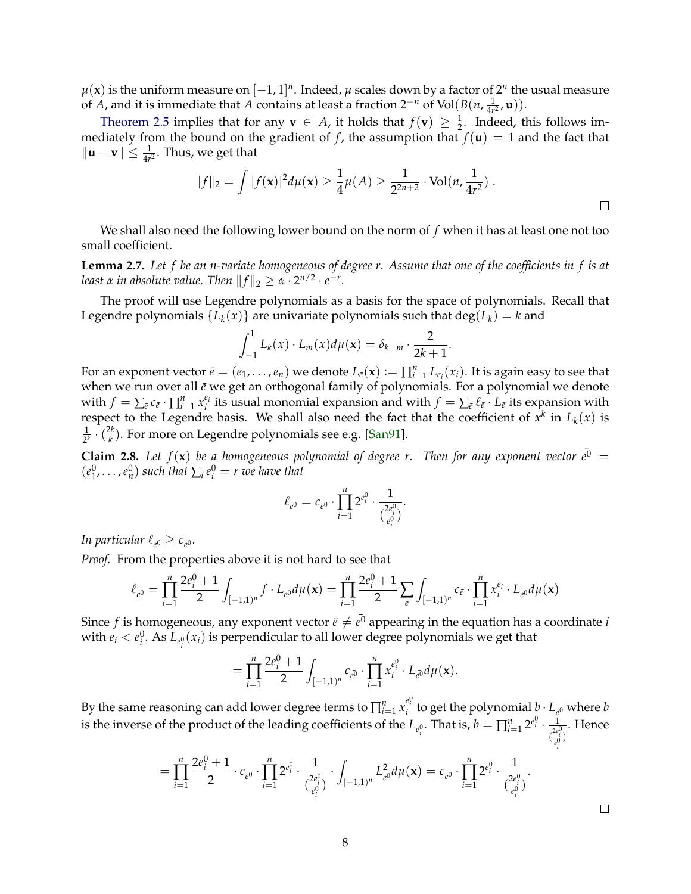$\mu(\mathbf{x})$ is the uniform measure on $[-1,1]^n$. Indeed, $\mu$ scales down by a factor of $2^n$ the usual measure of $A$, and it is immediate that $A$ contains at least a fraction $2^{-n}$ of $\mathrm{Vol}(B(n, \frac{1}{4r^2}, \mathbf{u}))$.

Theorem 2.5 implies that for any $\mathbf{v} \in A$, it holds that $f(\mathbf{v}) \geq \frac{1}{2}$. Indeed, this follows immediately from the bound on the gradient of $f$, the assumption that $f(\mathbf{u}) = 1$ and the fact that $\|\mathbf{u} - \mathbf{v}\| \leq \frac{1}{4r^2}$. Thus, we get that

$$\|f\|_2 = \int |f(\mathbf{x})|^2 d\mu(\mathbf{x}) \geq \frac{1}{4}\mu(A) \geq \frac{1}{2^{2n+2}} \cdot \mathrm{Vol}(n, \frac{1}{4r^2}) .$$

□

We shall also need the following lower bound on the norm of $f$ when it has at least one not too small coefficient.

**Lemma 2.7.** *Let $f$ be an $n$-variate homogeneous of degree $r$. Assume that one of the coefficients in $f$ is at least $\alpha$ in absolute value. Then $\|f\|_2 \geq \alpha \cdot 2^{n/2} \cdot e^{-r}$.*

The proof will use Legendre polynomials as a basis for the space of polynomials. Recall that Legendre polynomials $\{L_k(x)\}$ are univariate polynomials such that $\deg(L_k) = k$ and

$$\int_{-1}^{1} L_k(x) \cdot L_m(x) d\mu(\mathbf{x}) = \delta_{k=m} \cdot \frac{2}{2k+1}.$$

For an exponent vector $\bar{e} = (e_1, \ldots, e_n)$ we denote $L_{\bar{e}}(\mathbf{x}) := \prod_{i=1}^n L_{e_i}(x_i)$. It is again easy to see that when we run over all $\bar{e}$ we get an orthogonal family of polynomials. For a polynomial we denote with $f = \sum_{\bar{e}} c_{\bar{e}} \cdot \prod_{i=1}^n x_i^{e_i}$ its usual monomial expansion and with $f = \sum_{\bar{e}} \ell_{\bar{e}} \cdot L_{\bar{e}}$ its expansion with respect to the Legendre basis. We shall also need the fact that the coefficient of $x^k$ in $L_k(x)$ is $\frac{1}{2^k} \cdot \binom{2k}{k}$. For more on Legendre polynomials see e.g. [San91].

**Claim 2.8.** *Let $f(\mathbf{x})$ be a homogeneous polynomial of degree $r$. Then for any exponent vector $\bar{e^0} = (e_1^0, \ldots, e_n^0)$ such that $\sum_i e_i^0 = r$ we have that*

$$\ell_{\bar{e^0}} = c_{\bar{e^0}} \cdot \prod_{i=1}^n 2^{e_i^0} \cdot \frac{1}{\binom{2e_i^0}{e_i^0}}.$$

*In particular $\ell_{\bar{e^0}} \geq c_{\bar{e^0}}$.*

*Proof.* From the properties above it is not hard to see that

$$\ell_{\bar{e^0}} = \prod_{i=1}^n \frac{2e_i^0 + 1}{2} \int_{[-1,1)^n} f \cdot L_{\bar{e^0}} d\mu(\mathbf{x}) = \prod_{i=1}^n \frac{2e_i^0 + 1}{2} \sum_{\bar{e}} \int_{[-1,1)^n} c_{\bar{e}} \cdot \prod_{i=1}^n x_i^{e_i} \cdot L_{\bar{e^0}} d\mu(\mathbf{x})$$

Since $f$ is homogeneous, any exponent vector $\bar{e} \neq \bar{e^0}$ appearing in the equation has a coordinate $i$ with $e_i < e_i^0$. As $L_{e_i^0}(x_i)$ is perpendicular to all lower degree polynomials we get that

$$= \prod_{i=1}^n \frac{2e_i^0 + 1}{2} \int_{[-1,1)^n} c_{\bar{e^0}} \cdot \prod_{i=1}^n x_i^{e_i^0} \cdot L_{\bar{e^0}} d\mu(\mathbf{x}).$$

By the same reasoning can add lower degree terms to $\prod_{i=1}^n x_i^{e_i^0}$ to get the polynomial $b \cdot L_{\bar{e^0}}$ where $b$ is the inverse of the product of the leading coefficients of the $L_{e_i^0}$. That is, $b = \prod_{i=1}^n 2^{e_i^0} \cdot \frac{1}{\binom{2e_i^0}{e_i^0}}$. Hence

$$= \prod_{i=1}^n \frac{2e_i^0 + 1}{2} \cdot c_{\bar{e^0}} \cdot \prod_{i=1}^n 2^{e_i^0} \cdot \frac{1}{\binom{2e_i^0}{e_i^0}} \cdot \int_{[-1,1)^n} L_{\bar{e^0}}^2 d\mu(\mathbf{x}) = c_{\bar{e^0}} \cdot \prod_{i=1}^n 2^{e_i^0} \cdot \frac{1}{\binom{2e_i^0}{e_i^0}}.$$

□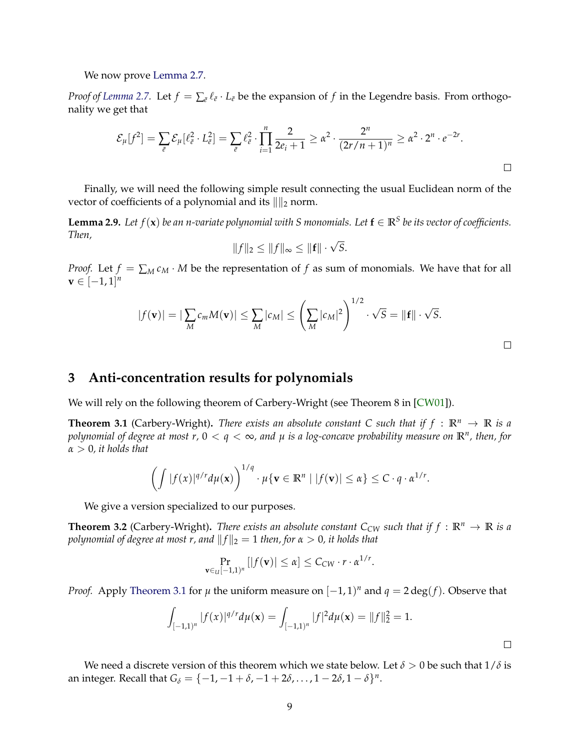We now prove Lemma 2.7.

*Proof of Lemma 2.7.* Let $f = \sum_{\bar{e}} \ell_{\bar{e}} \cdot L_{\bar{e}}$ be the expansion of $f$ in the Legendre basis. From orthogonality we get that

$$\mathcal{E}_\mu[f^2] = \sum_{\bar{e}} \mathcal{E}_\mu[\ell_{\bar{e}}^2 \cdot L_{\bar{e}}^2] = \sum_{\bar{e}} \ell_{\bar{e}}^2 \cdot \prod_{i=1}^{n} \frac{2}{2e_i + 1} \geq \alpha^2 \cdot \frac{2^n}{(2r/n+1)^n} \geq \alpha^2 \cdot 2^n \cdot e^{-2r}.$$

□

Finally, we will need the following simple result connecting the usual Euclidean norm of the vector of coefficients of a polynomial and its $\|\|_2$ norm.

**Lemma 2.9.** *Let $f(\mathbf{x})$ be an $n$-variate polynomial with $S$ monomials. Let $\mathbf{f} \in \mathbb{R}^S$ be its vector of coefficients. Then,*

$$\|f\|_2 \leq \|f\|_\infty \leq \|\mathbf{f}\| \cdot \sqrt{S}.$$

*Proof.* Let $f = \sum_M c_M \cdot M$ be the representation of $f$ as sum of monomials. We have that for all $\mathbf{v} \in [-1,1]^n$

$$|f(\mathbf{v})| = |\sum_M c_m M(\mathbf{v})| \leq \sum_M |c_M| \leq \left(\sum_M |c_M|^2\right)^{1/2} \cdot \sqrt{S} = \|\mathbf{f}\| \cdot \sqrt{S}.$$

□

## 3 Anti-concentration results for polynomials

We will rely on the following theorem of Carbery-Wright (see Theorem 8 in [CW01]).

**Theorem 3.1** (Carbery-Wright)**.** *There exists an absolute constant $C$ such that if $f : \mathbb{R}^n \to \mathbb{R}$ is a polynomial of degree at most $r$, $0 < q < \infty$, and $\mu$ is a log-concave probability measure on $\mathbb{R}^n$, then, for $\alpha > 0$, it holds that*

$$\left(\int |f(x)|^{q/r} d\mu(\mathbf{x})\right)^{1/q} \cdot \mu\{\mathbf{v} \in \mathbb{R}^n \mid |f(\mathbf{v})| \leq \alpha\} \leq C \cdot q \cdot \alpha^{1/r}.$$

We give a version specialized to our purposes.

**Theorem 3.2** (Carbery-Wright)**.** *There exists an absolute constant $C_{CW}$ such that if $f : \mathbb{R}^n \to \mathbb{R}$ is a polynomial of degree at most $r$, and $\|f\|_2 = 1$ then, for $\alpha > 0$, it holds that*

$$\Pr_{\mathbf{v} \in_U [-1,1)^n} [|f(\mathbf{v})| \leq \alpha] \leq C_{CW} \cdot r \cdot \alpha^{1/r}.$$

*Proof.* Apply Theorem 3.1 for $\mu$ the uniform measure on $[-1,1)^n$ and $q = 2\deg(f)$. Observe that

$$\int_{[-1,1)^n} |f(x)|^{q/r} d\mu(\mathbf{x}) = \int_{[-1,1)^n} |f|^2 d\mu(\mathbf{x}) = \|f\|_2^2 = 1.$$

□

We need a discrete version of this theorem which we state below. Let $\delta > 0$ be such that $1/\delta$ is an integer. Recall that $G_\delta = \{-1, -1+\delta, -1+2\delta, \ldots, 1-2\delta, 1-\delta\}^n$.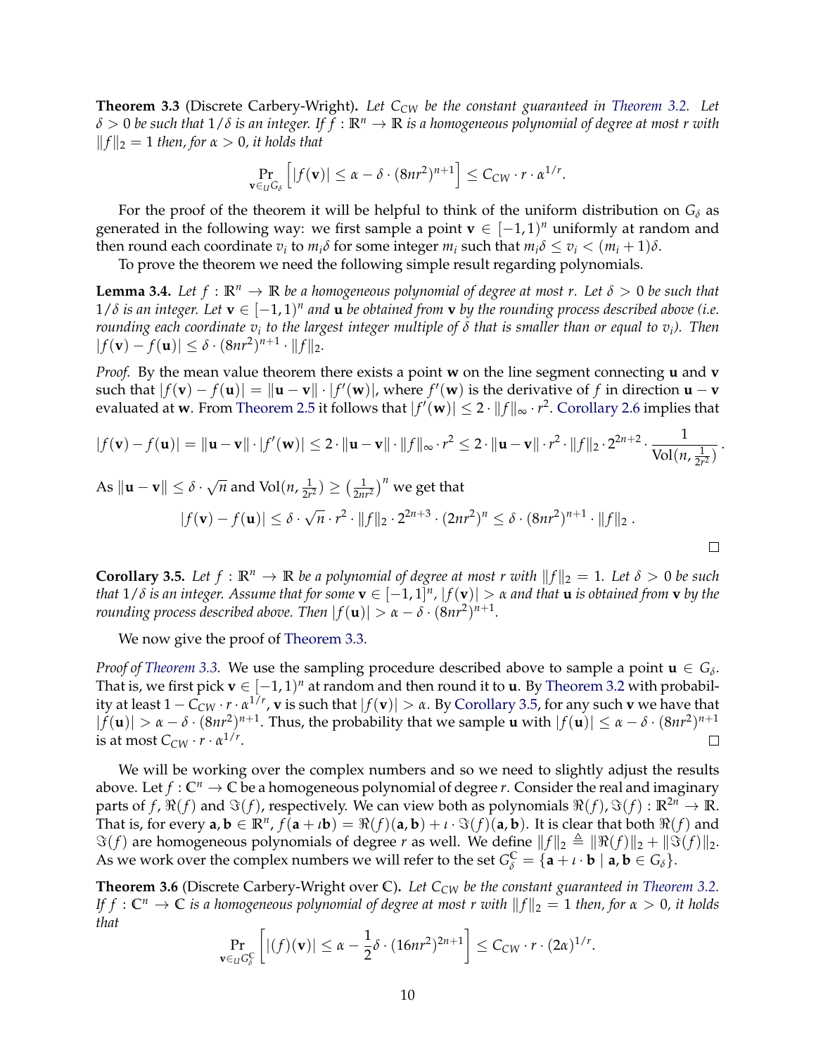**Theorem 3.3** (Discrete Carbery-Wright)**.** *Let $C_{CW}$ be the constant guaranteed in Theorem 3.2. Let $\delta > 0$ be such that $1/\delta$ is an integer. If $f : \mathbb{R}^n \to \mathbb{R}$ is a homogeneous polynomial of degree at most $r$ with $\|f\|_2 = 1$ then, for $\alpha > 0$, it holds that*

$$\Pr_{\mathbf{v} \in_U G_\delta} \left[ |f(\mathbf{v})| \leq \alpha - \delta \cdot (8nr^2)^{n+1} \right] \leq C_{CW} \cdot r \cdot \alpha^{1/r}.$$

For the proof of the theorem it will be helpful to think of the uniform distribution on $G_\delta$ as generated in the following way: we first sample a point $\mathbf{v} \in [-1,1)^n$ uniformly at random and then round each coordinate $v_i$ to $m_i\delta$ for some integer $m_i$ such that $m_i\delta \leq v_i < (m_i+1)\delta$.

To prove the theorem we need the following simple result regarding polynomials.

**Lemma 3.4.** *Let $f : \mathbb{R}^n \to \mathbb{R}$ be a homogeneous polynomial of degree at most $r$. Let $\delta > 0$ be such that $1/\delta$ is an integer. Let $\mathbf{v} \in [-1,1)^n$ and $\mathbf{u}$ be obtained from $\mathbf{v}$ by the rounding process described above (i.e. rounding each coordinate $v_i$ to the largest integer multiple of $\delta$ that is smaller than or equal to $v_i$). Then $|f(\mathbf{v}) - f(\mathbf{u})| \leq \delta \cdot (8nr^2)^{n+1} \cdot \|f\|_2$.*

*Proof.* By the mean value theorem there exists a point $\mathbf{w}$ on the line segment connecting $\mathbf{u}$ and $\mathbf{v}$ such that $|f(\mathbf{v}) - f(\mathbf{u})| = \|\mathbf{u} - \mathbf{v}\| \cdot |f'(\mathbf{w})|$, where $f'(\mathbf{w})$ is the derivative of $f$ in direction $\mathbf{u} - \mathbf{v}$ evaluated at $\mathbf{w}$. From Theorem 2.5 it follows that $|f'(\mathbf{w})| \leq 2 \cdot \|f\|_\infty \cdot r^2$. Corollary 2.6 implies that

$$|f(\mathbf{v}) - f(\mathbf{u})| = \|\mathbf{u} - \mathbf{v}\| \cdot |f'(\mathbf{w})| \leq 2 \cdot \|\mathbf{u} - \mathbf{v}\| \cdot \|f\|_\infty \cdot r^2 \leq 2 \cdot \|\mathbf{u} - \mathbf{v}\| \cdot r^2 \cdot \|f\|_2 \cdot 2^{2n+2} \cdot \frac{1}{\mathrm{Vol}(n, \frac{1}{2r^2})}.$$

As $\|\mathbf{u} - \mathbf{v}\| \leq \delta \cdot \sqrt{n}$ and $\mathrm{Vol}(n, \frac{1}{2r^2}) \geq \left(\frac{1}{2nr^2}\right)^n$ we get that

$$|f(\mathbf{v}) - f(\mathbf{u})| \leq \delta \cdot \sqrt{n} \cdot r^2 \cdot \|f\|_2 \cdot 2^{2n+3} \cdot (2nr^2)^n \leq \delta \cdot (8nr^2)^{n+1} \cdot \|f\|_2 .$$

□

**Corollary 3.5.** *Let $f : \mathbb{R}^n \to \mathbb{R}$ be a polynomial of degree at most $r$ with $\|f\|_2 = 1$. Let $\delta > 0$ be such that $1/\delta$ is an integer. Assume that for some $\mathbf{v} \in [-1,1]^n$, $|f(\mathbf{v})| > \alpha$ and that $\mathbf{u}$ is obtained from $\mathbf{v}$ by the rounding process described above. Then $|f(\mathbf{u})| > \alpha - \delta \cdot (8nr^2)^{n+1}$.*

We now give the proof of Theorem 3.3.

*Proof of Theorem 3.3.* We use the sampling procedure described above to sample a point $\mathbf{u} \in G_\delta$. That is, we first pick $\mathbf{v} \in [-1,1)^n$ at random and then round it to $\mathbf{u}$. By Theorem 3.2 with probability at least $1 - C_{CW} \cdot r \cdot \alpha^{1/r}$, $\mathbf{v}$ is such that $|f(\mathbf{v})| > \alpha$. By Corollary 3.5, for any such $\mathbf{v}$ we have that $|f(\mathbf{u})| > \alpha - \delta \cdot (8nr^2)^{n+1}$. Thus, the probability that we sample $\mathbf{u}$ with $|f(\mathbf{u})| \leq \alpha - \delta \cdot (8nr^2)^{n+1}$ is at most $C_{CW} \cdot r \cdot \alpha^{1/r}$. □

We will be working over the complex numbers and so we need to slightly adjust the results above. Let $f : \mathbb{C}^n \to \mathbb{C}$ be a homogeneous polynomial of degree $r$. Consider the real and imaginary parts of $f$, $\Re(f)$ and $\Im(f)$, respectively. We can view both as polynomials $\Re(f), \Im(f) : \mathbb{R}^{2n} \to \mathbb{R}$. That is, for every $\mathbf{a}, \mathbf{b} \in \mathbb{R}^n$, $f(\mathbf{a} + \iota\mathbf{b}) = \Re(f)(\mathbf{a}, \mathbf{b}) + \iota \cdot \Im(f)(\mathbf{a}, \mathbf{b})$. It is clear that both $\Re(f)$ and $\Im(f)$ are homogeneous polynomials of degree $r$ as well. We define $\|f\|_2 \triangleq \|\Re(f)\|_2 + \|\Im(f)\|_2$. As we work over the complex numbers we will refer to the set $G_\delta^{\mathbb{C}} = \{\mathbf{a} + \iota \cdot \mathbf{b} \mid \mathbf{a}, \mathbf{b} \in G_\delta\}$.

**Theorem 3.6** (Discrete Carbery-Wright over $\mathbb{C}$)**.** *Let $C_{CW}$ be the constant guaranteed in Theorem 3.2. If $f : \mathbb{C}^n \to \mathbb{C}$ is a homogeneous polynomial of degree at most $r$ with $\|f\|_2 = 1$ then, for $\alpha > 0$, it holds that*

$$\Pr_{\mathbf{v} \in_U G_\delta^{\mathbb{C}}} \left[ |(f)(\mathbf{v})| \leq \alpha - \frac{1}{2}\delta \cdot (16nr^2)^{2n+1} \right] \leq C_{CW} \cdot r \cdot (2\alpha)^{1/r}.$$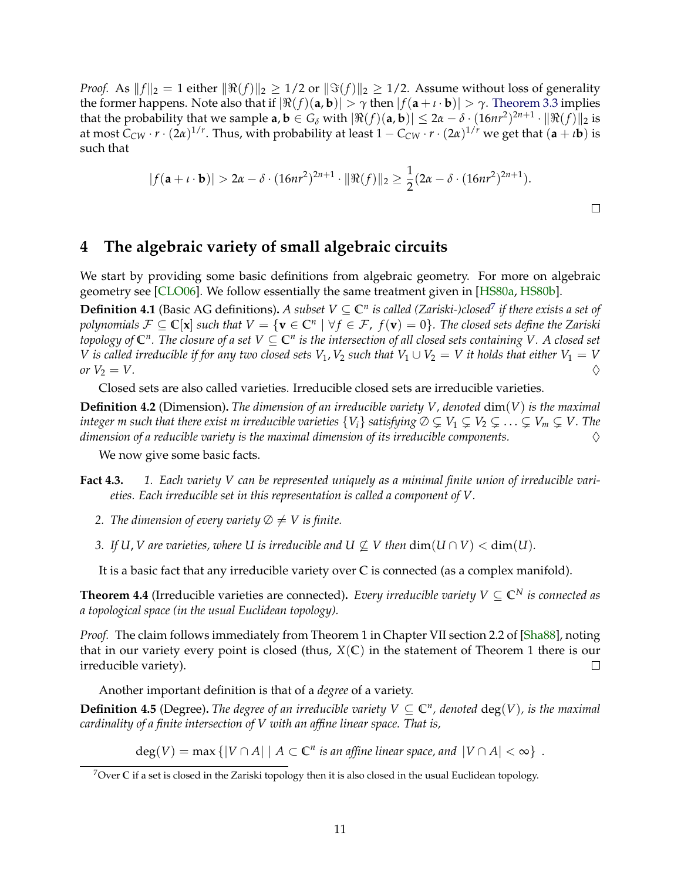*Proof.* As $\|f\|_2 = 1$ either $\|\Re(f)\|_2 \geq 1/2$ or $\|\Im(f)\|_2 \geq 1/2$. Assume without loss of generality the former happens. Note also that if $|\Re(f)(\mathbf{a}, \mathbf{b})| > \gamma$ then $|f(\mathbf{a} + \iota \cdot \mathbf{b})| > \gamma$. Theorem 3.3 implies that the probability that we sample $\mathbf{a}, \mathbf{b} \in G_\delta$ with $|\Re(f)(\mathbf{a}, \mathbf{b})| \leq 2\alpha - \delta \cdot (16nr^2)^{2n+1} \cdot \|\Re(f)\|_2$ is at most $C_{CW} \cdot r \cdot (2\alpha)^{1/r}$. Thus, with probability at least $1 - C_{CW} \cdot r \cdot (2\alpha)^{1/r}$ we get that $(\mathbf{a} + \iota \mathbf{b})$ is such that

$$|f(\mathbf{a} + \iota \cdot \mathbf{b})| > 2\alpha - \delta \cdot (16nr^2)^{2n+1} \cdot \|\Re(f)\|_2 \geq \frac{1}{2}(2\alpha - \delta \cdot (16nr^2)^{2n+1}).$$

□

## 4 The algebraic variety of small algebraic circuits

We start by providing some basic definitions from algebraic geometry. For more on algebraic geometry see [CLO06]. We follow essentially the same treatment given in [HS80a, HS80b].

**Definition 4.1** (Basic AG definitions)**.** *A subset $V \subseteq \mathbb{C}^n$ is called (Zariski-)closed[7] if there exists a set of polynomials $\mathcal{F} \subseteq \mathbb{C}[\mathbf{x}]$ such that $V = \{\mathbf{v} \in \mathbb{C}^n \mid \forall f \in \mathcal{F},\ f(\mathbf{v}) = 0\}$. The closed sets define the Zariski topology of $\mathbb{C}^n$. The closure of a set $V \subseteq \mathbb{C}^n$ is the intersection of all closed sets containing $V$. A closed set $V$ is called irreducible if for any two closed sets $V_1, V_2$ such that $V_1 \cup V_2 = V$ it holds that either $V_1 = V$ or $V_2 = V$.* ♢

Closed sets are also called varieties. Irreducible closed sets are irreducible varieties.

**Definition 4.2** (Dimension)**.** *The dimension of an irreducible variety $V$, denoted $\dim(V)$ is the maximal integer $m$ such that there exist $m$ irreducible varieties $\{V_i\}$ satisfying $\emptyset \subsetneq V_1 \subsetneq V_2 \subsetneq \ldots \subsetneq V_m \subsetneq V$. The dimension of a reducible variety is the maximal dimension of its irreducible components.* ♢

We now give some basic facts.

**Fact 4.3.**

1. *Each variety $V$ can be represented uniquely as a minimal finite union of irreducible varieties. Each irreducible set in this representation is called a component of $V$.*
2. *The dimension of every variety $\emptyset \neq V$ is finite.*
3. *If $U, V$ are varieties, where $U$ is irreducible and $U \not\subseteq V$ then $\dim(U \cap V) < \dim(U)$.*

It is a basic fact that any irreducible variety over $\mathbb{C}$ is connected (as a complex manifold).

**Theorem 4.4** (Irreducible varieties are connected)**.** *Every irreducible variety $V \subseteq \mathbb{C}^N$ is connected as a topological space (in the usual Euclidean topology).*

*Proof.* The claim follows immediately from Theorem 1 in Chapter VII section 2.2 of [Sha88], noting that in our variety every point is closed (thus, $X(\mathbb{C})$ in the statement of Theorem 1 there is our irreducible variety). □

Another important definition is that of a *degree* of a variety.

**Definition 4.5** (Degree)**.** *The degree of an irreducible variety $V \subseteq \mathbb{C}^n$, denoted $\deg(V)$, is the maximal cardinality of a finite intersection of $V$ with an affine linear space. That is,*

$$\deg(V) = \max\{|V \cap A| \mid A \subset \mathbb{C}^n \text{ is an affine linear space, and } |V \cap A| < \infty\}\ .$$

[7] Over $\mathbb{C}$ if a set is closed in the Zariski topology then it is also closed in the usual Euclidean topology.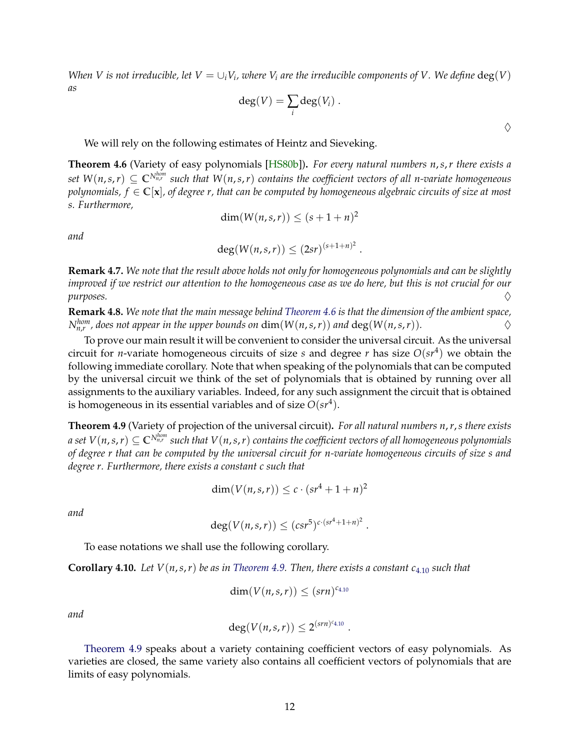*When $V$ is not irreducible, let $V = \cup_i V_i$, where $V_i$ are the irreducible components of $V$. We define $\deg(V)$ as*

$$\deg(V) = \sum_i \deg(V_i) \ .$$

$\diamondsuit$

We will rely on the following estimates of Heintz and Sieveking.

**Theorem 4.6** (Variety of easy polynomials [HS80b])**.** *For every natural numbers $n, s, r$ there exists a set $W(n,s,r) \subseteq \mathbb{C}^{N^{hom}_{n,r}}$ such that $W(n,s,r)$ contains the coefficient vectors of all $n$-variate homogeneous polynomials, $f \in \mathbb{C}[\mathbf{x}]$, of degree $r$, that can be computed by homogeneous algebraic circuits of size at most $s$. Furthermore,*

$$\dim(W(n,s,r)) \leq (s+1+n)^2$$

*and*

$$\deg(W(n,s,r)) \leq (2sr)^{(s+1+n)^2} \ .$$

**Remark 4.7.** *We note that the result above holds not only for homogeneous polynomials and can be slightly improved if we restrict our attention to the homogeneous case as we do here, but this is not crucial for our purposes.* $\diamondsuit$

**Remark 4.8.** *We note that the main message behind Theorem 4.6 is that the dimension of the ambient space, $N^{hom}_{n,r}$, does not appear in the upper bounds on $\dim(W(n,s,r))$ and $\deg(W(n,s,r))$.* $\diamondsuit$

To prove our main result it will be convenient to consider the universal circuit. As the universal circuit for $n$-variate homogeneous circuits of size $s$ and degree $r$ has size $O(sr^4)$ we obtain the following immediate corollary. Note that when speaking of the polynomials that can be computed by the universal circuit we think of the set of polynomials that is obtained by running over all assignments to the auxiliary variables. Indeed, for any such assignment the circuit that is obtained is homogeneous in its essential variables and of size $O(sr^4)$.

**Theorem 4.9** (Variety of projection of the universal circuit)**.** *For all natural numbers $n, r, s$ there exists a set $V(n,s,r) \subseteq \mathbb{C}^{N^{hom}_{n,r}}$ such that $V(n,s,r)$ contains the coefficient vectors of all homogeneous polynomials of degree $r$ that can be computed by the universal circuit for $n$-variate homogeneous circuits of size $s$ and degree $r$. Furthermore, there exists a constant $c$ such that*

$$\dim(V(n,s,r)) \leq c \cdot (sr^4 + 1 + n)^2$$

*and*

$$\deg(V(n,s,r)) \leq (csr^5)^{c \cdot (sr^4+1+n)^2} \ .$$

To ease notations we shall use the following corollary.

**Corollary 4.10.** *Let $V(n,s,r)$ be as in Theorem 4.9. Then, there exists a constant $c_{4.10}$ such that*

$$\dim(V(n,s,r)) \leq (srn)^{c_{4.10}}$$

*and*

$$\deg(V(n,s,r)) \leq 2^{(srn)^{c_{4.10}}} \ .$$

Theorem 4.9 speaks about a variety containing coefficient vectors of easy polynomials. As varieties are closed, the same variety also contains all coefficient vectors of polynomials that are limits of easy polynomials.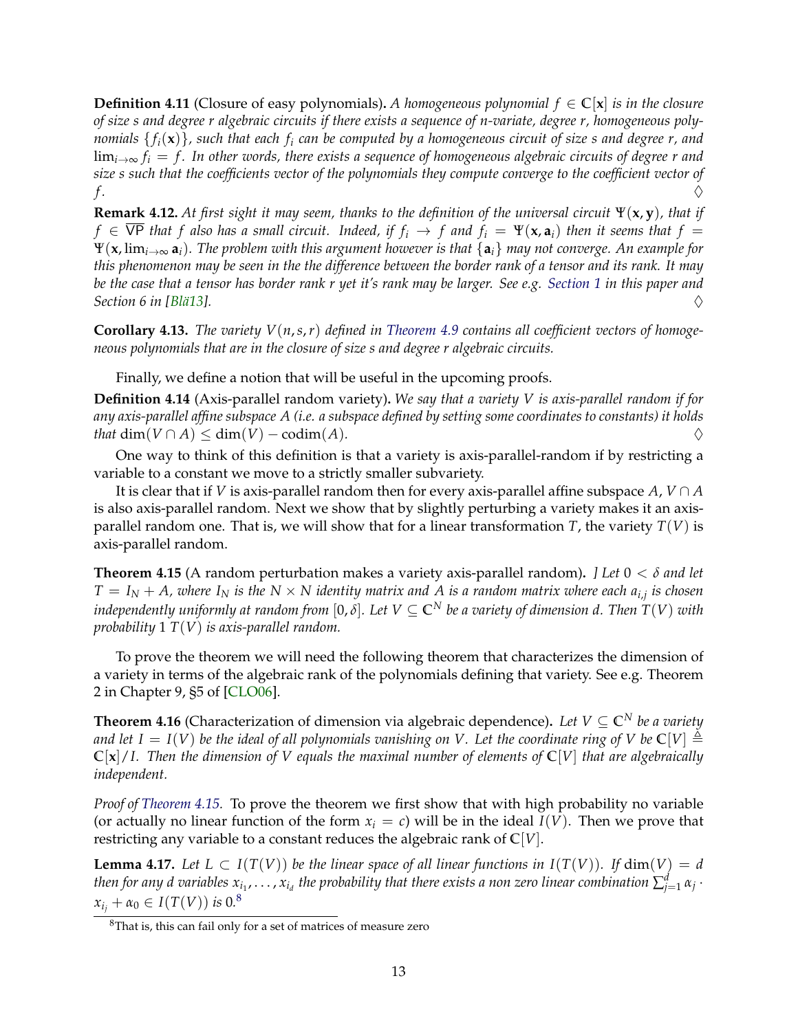**Definition 4.11** (Closure of easy polynomials)**.** *A homogeneous polynomial $f \in \mathbb{C}[\mathbf{x}]$ is in the closure of size $s$ and degree $r$ algebraic circuits if there exists a sequence of $n$-variate, degree $r$, homogeneous polynomials $\{f_i(\mathbf{x})\}$, such that each $f_i$ can be computed by a homogeneous circuit of size $s$ and degree $r$, and $\lim_{i\to\infty} f_i = f$. In other words, there exists a sequence of homogeneous algebraic circuits of degree $r$ and size $s$ such that the coefficients vector of the polynomials they compute converge to the coefficient vector of $f$.* ♢

**Remark 4.12.** *At first sight it may seem, thanks to the definition of the universal circuit $\Psi(\mathbf{x}, \mathbf{y})$, that if $f \in \overline{\mathsf{VP}}$ that $f$ also has a small circuit. Indeed, if $f_i \to f$ and $f_i = \Psi(\mathbf{x}, \mathbf{a}_i)$ then it seems that $f = \Psi(\mathbf{x}, \lim_{i\to\infty} \mathbf{a}_i)$. The problem with this argument however is that $\{\mathbf{a}_i\}$ may not converge. An example for this phenomenon may be seen in the the difference between the border rank of a tensor and its rank. It may be the case that a tensor has border rank $r$ yet it's rank may be larger. See e.g. Section 1 in this paper and Section 6 in [Blä13].* ♢

**Corollary 4.13.** *The variety $V(n, s, r)$ defined in Theorem 4.9 contains all coefficient vectors of homogeneous polynomials that are in the closure of size $s$ and degree $r$ algebraic circuits.*

Finally, we define a notion that will be useful in the upcoming proofs.

**Definition 4.14** (Axis-parallel random variety)**.** *We say that a variety $V$ is axis-parallel random if for any axis-parallel affine subspace $A$ (i.e. a subspace defined by setting some coordinates to constants) it holds that $\dim(V \cap A) \leq \dim(V) - \mathrm{codim}(A)$.* ♢

One way to think of this definition is that a variety is axis-parallel-random if by restricting a variable to a constant we move to a strictly smaller subvariety.

It is clear that if $V$ is axis-parallel random then for every axis-parallel affine subspace $A$, $V \cap A$ is also axis-parallel random. Next we show that by slightly perturbing a variety makes it an axis-parallel random one. That is, we will show that for a linear transformation $T$, the variety $T(V)$ is axis-parallel random.

**Theorem 4.15** (A random perturbation makes a variety axis-parallel random)**.** *] Let $0 < \delta$ and let $T = I_N + A$, where $I_N$ is the $N \times N$ identity matrix and $A$ is a random matrix where each $a_{i,j}$ is chosen independently uniformly at random from $[0, \delta]$. Let $V \subseteq \mathbb{C}^N$ be a variety of dimension $d$. Then $T(V)$ with probability 1 $T(V)$ is axis-parallel random.*

To prove the theorem we will need the following theorem that characterizes the dimension of a variety in terms of the algebraic rank of the polynomials defining that variety. See e.g. Theorem 2 in Chapter 9, §5 of [CLO06].

**Theorem 4.16** (Characterization of dimension via algebraic dependence)**.** *Let $V \subseteq \mathbb{C}^N$ be a variety and let $I = I(V)$ be the ideal of all polynomials vanishing on $V$. Let the coordinate ring of $V$ be $\mathbb{C}[V] \triangleq \mathbb{C}[\mathbf{x}]/I$. Then the dimension of $V$ equals the maximal number of elements of $\mathbb{C}[V]$ that are algebraically independent.*

*Proof of Theorem 4.15.* To prove the theorem we first show that with high probability no variable (or actually no linear function of the form $x_i = c$) will be in the ideal $I(V)$. Then we prove that restricting any variable to a constant reduces the algebraic rank of $\mathbb{C}[V]$.

**Lemma 4.17.** *Let $L \subset I(T(V))$ be the linear space of all linear functions in $I(T(V))$. If $\dim(V) = d$ then for any $d$ variables $x_{i_1}, \ldots, x_{i_d}$ the probability that there exists a non zero linear combination $\sum_{j=1}^{d} \alpha_j \cdot x_{i_j} + \alpha_0 \in I(T(V))$ is 0.*[8]

[8] That is, this can fail only for a set of matrices of measure zero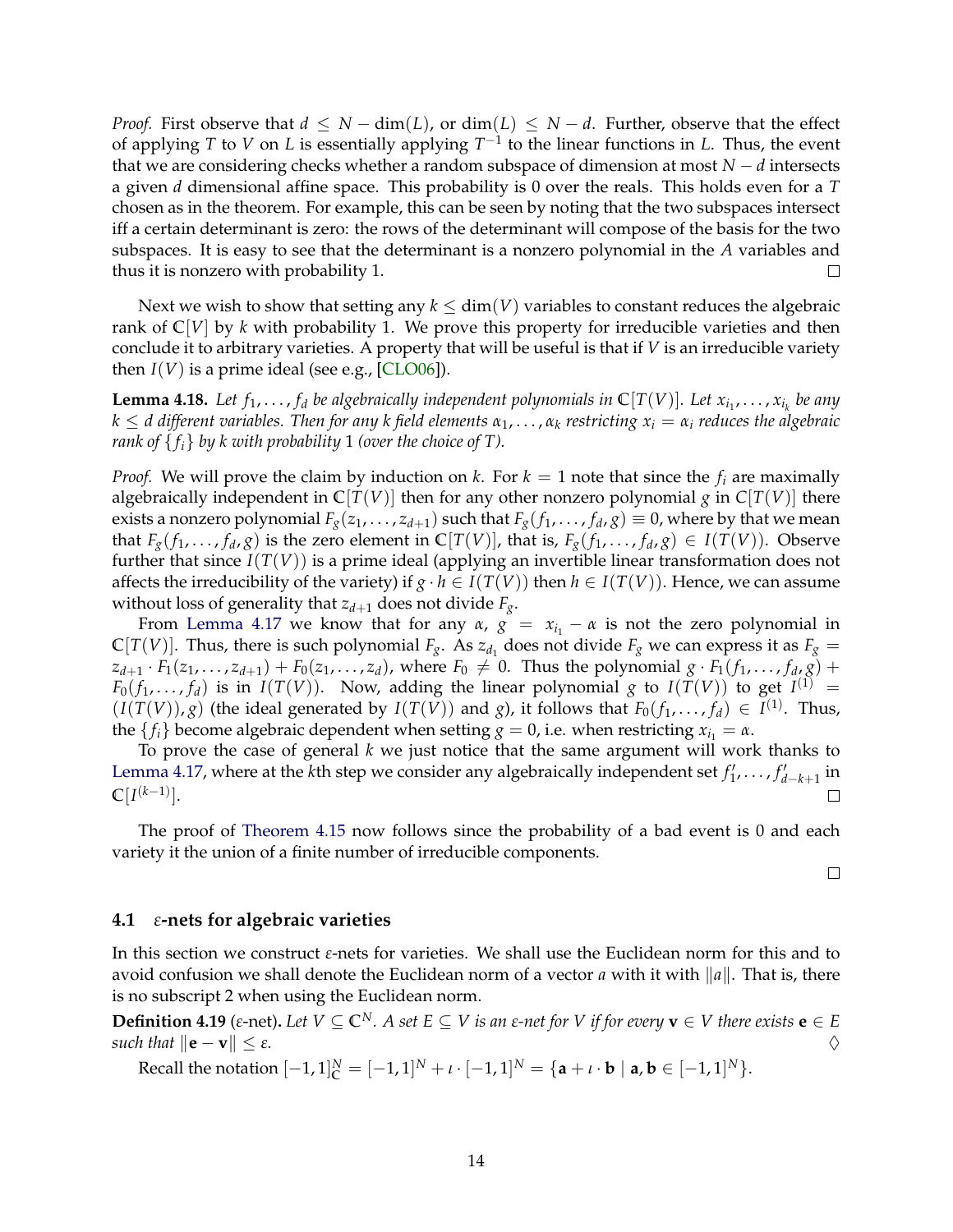*Proof.* First observe that $d \leq N - \dim(L)$, or $\dim(L) \leq N - d$. Further, observe that the effect of applying $T$ to $V$ on $L$ is essentially applying $T^{-1}$ to the linear functions in $L$. Thus, the event that we are considering checks whether a random subspace of dimension at most $N - d$ intersects a given $d$ dimensional affine space. This probability is 0 over the reals. This holds even for a $T$ chosen as in the theorem. For example, this can be seen by noting that the two subspaces intersect iff a certain determinant is zero: the rows of the determinant will compose of the basis for the two subspaces. It is easy to see that the determinant is a nonzero polynomial in the $A$ variables and thus it is nonzero with probability 1. $\square$

Next we wish to show that setting any $k \leq \dim(V)$ variables to constant reduces the algebraic rank of $\mathbb{C}[V]$ by $k$ with probability 1. We prove this property for irreducible varieties and then conclude it to arbitrary varieties. A property that will be useful is that if $V$ is an irreducible variety then $I(V)$ is a prime ideal (see e.g., [CLO06]).

**Lemma 4.18.** *Let $f_1, \ldots, f_d$ be algebraically independent polynomials in $\mathbb{C}[T(V)]$. Let $x_{i_1}, \ldots, x_{i_k}$ be any $k \leq d$ different variables. Then for any $k$ field elements $\alpha_1, \ldots, \alpha_k$ restricting $x_i = \alpha_i$ reduces the algebraic rank of $\{f_i\}$ by $k$ with probability 1 (over the choice of $T$).*

*Proof.* We will prove the claim by induction on $k$. For $k = 1$ note that since the $f_i$ are maximally algebraically independent in $\mathbb{C}[T(V)]$ then for any other nonzero polynomial $g$ in $C[T(V)]$ there exists a nonzero polynomial $F_g(z_1, \ldots, z_{d+1})$ such that $F_g(f_1, \ldots, f_d, g) \equiv 0$, where by that we mean that $F_g(f_1, \ldots, f_d, g)$ is the zero element in $\mathbb{C}[T(V)]$, that is, $F_g(f_1, \ldots, f_d, g) \in I(T(V))$. Observe further that since $I(T(V))$ is a prime ideal (applying an invertible linear transformation does not affects the irreducibility of the variety) if $g \cdot h \in I(T(V))$ then $h \in I(T(V))$. Hence, we can assume without loss of generality that $z_{d+1}$ does not divide $F_g$.

From Lemma 4.17 we know that for any $\alpha$, $g = x_{i_1} - \alpha$ is not the zero polynomial in $\mathbb{C}[T(V)]$. Thus, there is such polynomial $F_g$. As $z_{d_1}$ does not divide $F_g$ we can express it as $F_g = z_{d+1} \cdot F_1(z_1, \ldots, z_{d+1}) + F_0(z_1, \ldots, z_d)$, where $F_0 \neq 0$. Thus the polynomial $g \cdot F_1(f_1, \ldots, f_d, g) + F_0(f_1, \ldots, f_d)$ is in $I(T(V))$. Now, adding the linear polynomial $g$ to $I(T(V))$ to get $I^{(1)} = (I(T(V)), g)$ (the ideal generated by $I(T(V))$ and $g$), it follows that $F_0(f_1, \ldots, f_d) \in I^{(1)}$. Thus, the $\{f_i\}$ become algebraic dependent when setting $g = 0$, i.e. when restricting $x_{i_1} = \alpha$.

To prove the case of general $k$ we just notice that the same argument will work thanks to Lemma 4.17, where at the $k$th step we consider any algebraically independent set $f'_1, \ldots, f'_{d-k+1}$ in $\mathbb{C}[I^{(k-1)}]$. $\square$

The proof of Theorem 4.15 now follows since the probability of a bad event is 0 and each variety it the union of a finite number of irreducible components.

$\square$

### 4.1 $\varepsilon$-nets for algebraic varieties

In this section we construct $\varepsilon$-nets for varieties. We shall use the Euclidean norm for this and to avoid confusion we shall denote the Euclidean norm of a vector $a$ with it with $\|a\|$. That is, there is no subscript 2 when using the Euclidean norm.

**Definition 4.19** ($\varepsilon$-net)**.** *Let $V \subseteq \mathbb{C}^N$. A set $E \subseteq V$ is an $\varepsilon$-net for $V$ if for every $\mathbf{v} \in V$ there exists $\mathbf{e} \in E$ such that $\|\mathbf{e} - \mathbf{v}\| \leq \varepsilon$.* $\diamondsuit$

Recall the notation $[-1,1]^N_{\mathbb{C}} = [-1,1]^N + \iota \cdot [-1,1]^N = \{\mathbf{a} + \iota \cdot \mathbf{b} \mid \mathbf{a}, \mathbf{b} \in [-1,1]^N\}$.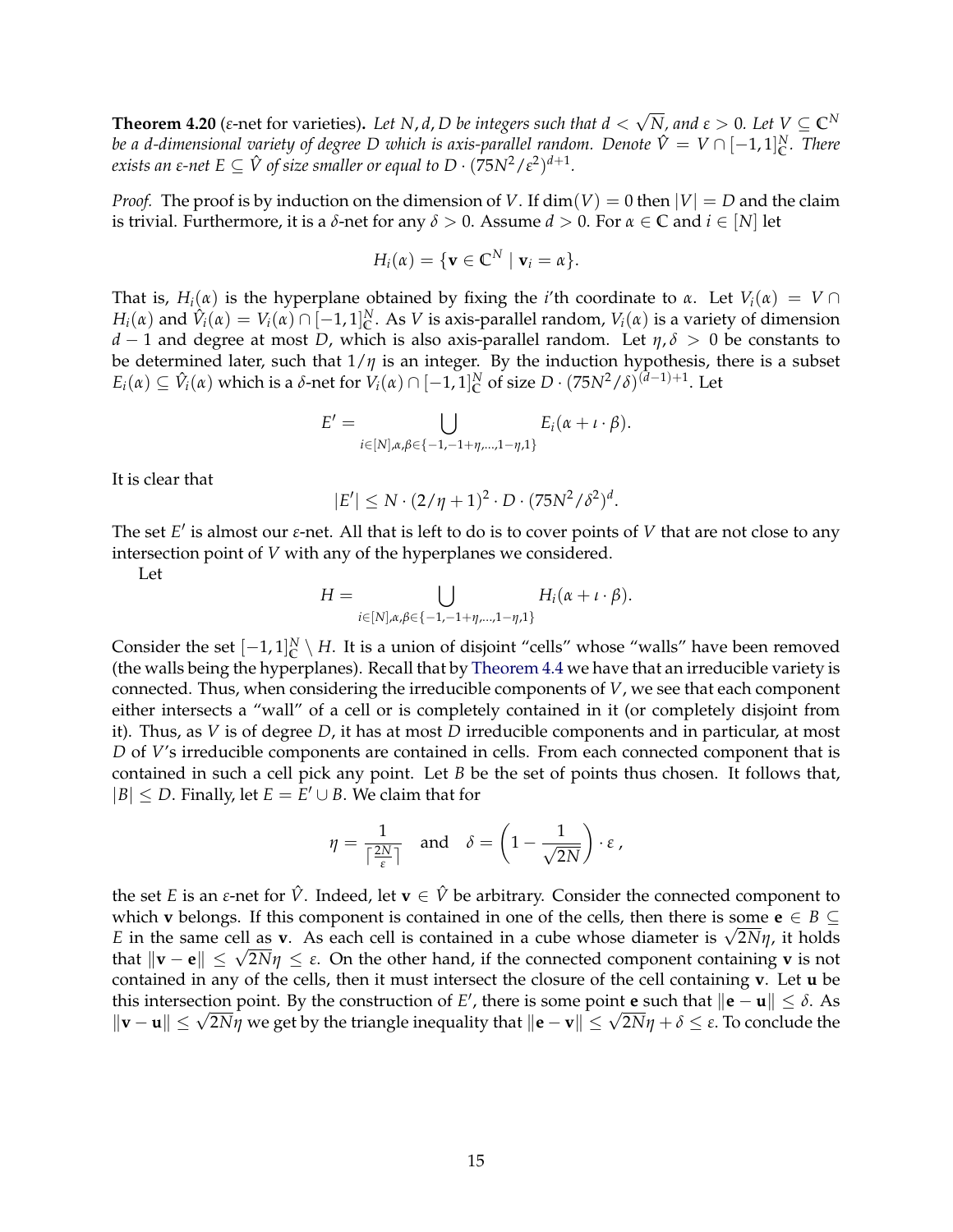**Theorem 4.20** (ε-net for varieties)**.** *Let $N, d, D$ be integers such that $d < \sqrt{N}$, and $\varepsilon > 0$. Let $V \subseteq \mathbb{C}^N$ be a $d$-dimensional variety of degree $D$ which is axis-parallel random. Denote $\hat{V} = V \cap [-1,1]^N_{\mathbb{C}}$. There exists an $\varepsilon$-net $E \subseteq \hat{V}$ of size smaller or equal to $D \cdot (75N^2/\varepsilon^2)^{d+1}$.*

*Proof.* The proof is by induction on the dimension of $V$. If $\dim(V) = 0$ then $|V| = D$ and the claim is trivial. Furthermore, it is a $\delta$-net for any $\delta > 0$. Assume $d > 0$. For $\alpha \in \mathbb{C}$ and $i \in [N]$ let

$$H_i(\alpha) = \{\mathbf{v} \in \mathbb{C}^N \mid \mathbf{v}_i = \alpha\}.$$

That is, $H_i(\alpha)$ is the hyperplane obtained by fixing the $i$'th coordinate to $\alpha$. Let $V_i(\alpha) = V \cap H_i(\alpha)$ and $\hat{V}_i(\alpha) = V_i(\alpha) \cap [-1,1]^N_{\mathbb{C}}$. As $V$ is axis-parallel random, $V_i(\alpha)$ is a variety of dimension $d-1$ and degree at most $D$, which is also axis-parallel random. Let $\eta, \delta > 0$ be constants to be determined later, such that $1/\eta$ is an integer. By the induction hypothesis, there is a subset $E_i(\alpha) \subseteq \hat{V}_i(\alpha)$ which is a $\delta$-net for $V_i(\alpha) \cap [-1,1]^N_{\mathbb{C}}$ of size $D \cdot (75N^2/\delta)^{(d-1)+1}$. Let

$$E' = \bigcup_{i \in [N], \alpha, \beta \in \{-1, -1+\eta, \ldots, 1-\eta, 1\}} E_i(\alpha + \iota \cdot \beta).$$

It is clear that

$$|E'| \leq N \cdot (2/\eta + 1)^2 \cdot D \cdot (75N^2/\delta^2)^d.$$

The set $E'$ is almost our $\varepsilon$-net. All that is left to do is to cover points of $V$ that are not close to any intersection point of $V$ with any of the hyperplanes we considered.

Let

$$H = \bigcup_{i \in [N], \alpha, \beta \in \{-1, -1+\eta, \ldots, 1-\eta, 1\}} H_i(\alpha + \iota \cdot \beta).$$

Consider the set $[-1,1]^N_{\mathbb{C}} \setminus H$. It is a union of disjoint "cells" whose "walls" have been removed (the walls being the hyperplanes). Recall that by Theorem 4.4 we have that an irreducible variety is connected. Thus, when considering the irreducible components of $V$, we see that each component either intersects a "wall" of a cell or is completely contained in it (or completely disjoint from it). Thus, as $V$ is of degree $D$, it has at most $D$ irreducible components and in particular, at most $D$ of $V$'s irreducible components are contained in cells. From each connected component that is contained in such a cell pick any point. Let $B$ be the set of points thus chosen. It follows that, $|B| \leq D$. Finally, let $E = E' \cup B$. We claim that for

$$\eta = \frac{1}{\lceil \frac{2N}{\varepsilon} \rceil} \quad \text{and} \quad \delta = \left(1 - \frac{1}{\sqrt{2N}}\right) \cdot \varepsilon\,,$$

the set $E$ is an $\varepsilon$-net for $\hat{V}$. Indeed, let $\mathbf{v} \in \hat{V}$ be arbitrary. Consider the connected component to which $\mathbf{v}$ belongs. If this component is contained in one of the cells, then there is some $\mathbf{e} \in B \subseteq E$ in the same cell as $\mathbf{v}$. As each cell is contained in a cube whose diameter is $\sqrt{2N}\eta$, it holds that $\|\mathbf{v} - \mathbf{e}\| \leq \sqrt{2N}\eta \leq \varepsilon$. On the other hand, if the connected component containing $\mathbf{v}$ is not contained in any of the cells, then it must intersect the closure of the cell containing $\mathbf{v}$. Let $\mathbf{u}$ be this intersection point. By the construction of $E'$, there is some point $\mathbf{e}$ such that $\|\mathbf{e} - \mathbf{u}\| \leq \delta$. As $\|\mathbf{v} - \mathbf{u}\| \leq \sqrt{2N}\eta$ we get by the triangle inequality that $\|\mathbf{e} - \mathbf{v}\| \leq \sqrt{2N}\eta + \delta \leq \varepsilon$. To conclude the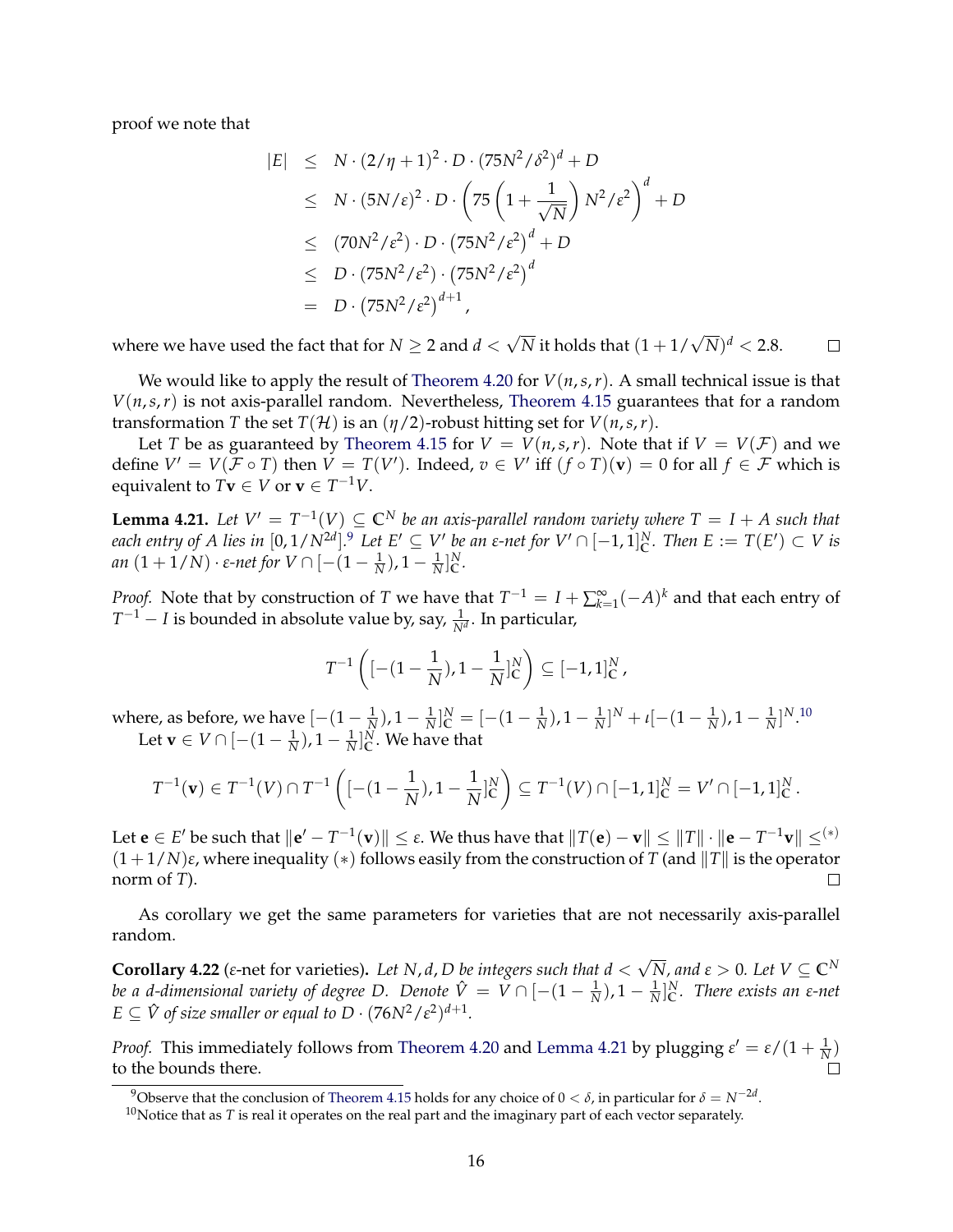proof we note that

$$
\begin{aligned}
|E| &\leq N \cdot (2/\eta + 1)^2 \cdot D \cdot (75N^2/\delta^2)^d + D \\
&\leq N \cdot (5N/\varepsilon)^2 \cdot D \cdot \left(75\left(1 + \frac{1}{\sqrt{N}}\right) N^2/\varepsilon^2\right)^d + D \\
&\leq (70N^2/\varepsilon^2) \cdot D \cdot \left(75N^2/\varepsilon^2\right)^d + D \\
&\leq D \cdot (75N^2/\varepsilon^2) \cdot \left(75N^2/\varepsilon^2\right)^d \\
&= D \cdot \left(75N^2/\varepsilon^2\right)^{d+1},
\end{aligned}
$$

where we have used the fact that for $N \geq 2$ and $d < \sqrt{N}$ it holds that $(1 + 1/\sqrt{N})^d < 2.8$. □

We would like to apply the result of Theorem 4.20 for $V(n,s,r)$. A small technical issue is that $V(n,s,r)$ is not axis-parallel random. Nevertheless, Theorem 4.15 guarantees that for a random transformation $T$ the set $T(\mathcal{H})$ is an $(\eta/2)$-robust hitting set for $V(n,s,r)$.

Let $T$ be as guaranteed by Theorem 4.15 for $V = V(n,s,r)$. Note that if $V = V(\mathcal{F})$ and we define $V' = V(\mathcal{F} \circ T)$ then $V = T(V')$. Indeed, $v \in V'$ iff $(f \circ T)(\mathbf{v}) = 0$ for all $f \in \mathcal{F}$ which is equivalent to $T\mathbf{v} \in V$ or $\mathbf{v} \in T^{-1}V$.

**Lemma 4.21.** *Let $V' = T^{-1}(V) \subseteq \mathbb{C}^N$ be an axis-parallel random variety where $T = I + A$ such that each entry of $A$ lies in $[0, 1/N^{2d}]$.*[9] *Let $E' \subseteq V'$ be an $\varepsilon$-net for $V' \cap [-1,1]^N_{\mathbb{C}}$. Then $E := T(E') \subset V$ is an $(1 + 1/N) \cdot \varepsilon$-net for $V \cap [-(1-\frac{1}{N}), 1 - \frac{1}{N}]^N_{\mathbb{C}}$.*

*Proof.* Note that by construction of $T$ we have that $T^{-1} = I + \sum_{k=1}^{\infty}(-A)^k$ and that each entry of $T^{-1} - I$ is bounded in absolute value by, say, $\frac{1}{N^d}$. In particular,

$$
T^{-1}\left([-(1-\frac{1}{N}), 1 - \frac{1}{N}]^N_{\mathbb{C}}\right) \subseteq [-1,1]^N_{\mathbb{C}},
$$

where, as before, we have $[-(1-\frac{1}{N}), 1-\frac{1}{N}]^N_{\mathbb{C}} = [-(1-\frac{1}{N}), 1-\frac{1}{N}]^N + \iota[-(1-\frac{1}{N}), 1-\frac{1}{N}]^N$.[10]

Let $\mathbf{v} \in V \cap [-(1-\frac{1}{N}), 1-\frac{1}{N}]^N_{\mathbb{C}}$. We have that

$$
T^{-1}(\mathbf{v}) \in T^{-1}(V) \cap T^{-1}\left([-(1-\frac{1}{N}), 1 - \frac{1}{N}]^N_{\mathbb{C}}\right) \subseteq T^{-1}(V) \cap [-1,1]^N_{\mathbb{C}} = V' \cap [-1,1]^N_{\mathbb{C}}.
$$

Let $\mathbf{e} \in E'$ be such that $\|\mathbf{e}' - T^{-1}(\mathbf{v})\| \leq \varepsilon$. We thus have that $\|T(\mathbf{e}) - \mathbf{v}\| \leq \|T\| \cdot \|\mathbf{e} - T^{-1}\mathbf{v}\| \leq^{(*)} (1 + 1/N)\varepsilon$, where inequality $(*)$ follows easily from the construction of $T$ (and $\|T\|$ is the operator norm of $T$). □

As corollary we get the same parameters for varieties that are not necessarily axis-parallel random.

**Corollary 4.22** ($\varepsilon$-net for varieties)**.** *Let $N, d, D$ be integers such that $d < \sqrt{N}$, and $\varepsilon > 0$. Let $V \subseteq \mathbb{C}^N$ be a $d$-dimensional variety of degree $D$. Denote $\hat{V} = V \cap [-(1-\frac{1}{N}), 1-\frac{1}{N}]^N_{\mathbb{C}}$. There exists an $\varepsilon$-net $E \subseteq \hat{V}$ of size smaller or equal to $D \cdot (76N^2/\varepsilon^2)^{d+1}$.*

*Proof.* This immediately follows from Theorem 4.20 and Lemma 4.21 by plugging $\varepsilon' = \varepsilon/(1 + \frac{1}{N})$ to the bounds there. □

[9] Observe that the conclusion of Theorem 4.15 holds for any choice of $0 < \delta$, in particular for $\delta = N^{-2d}$.

[10] Notice that as $T$ is real it operates on the real part and the imaginary part of each vector separately.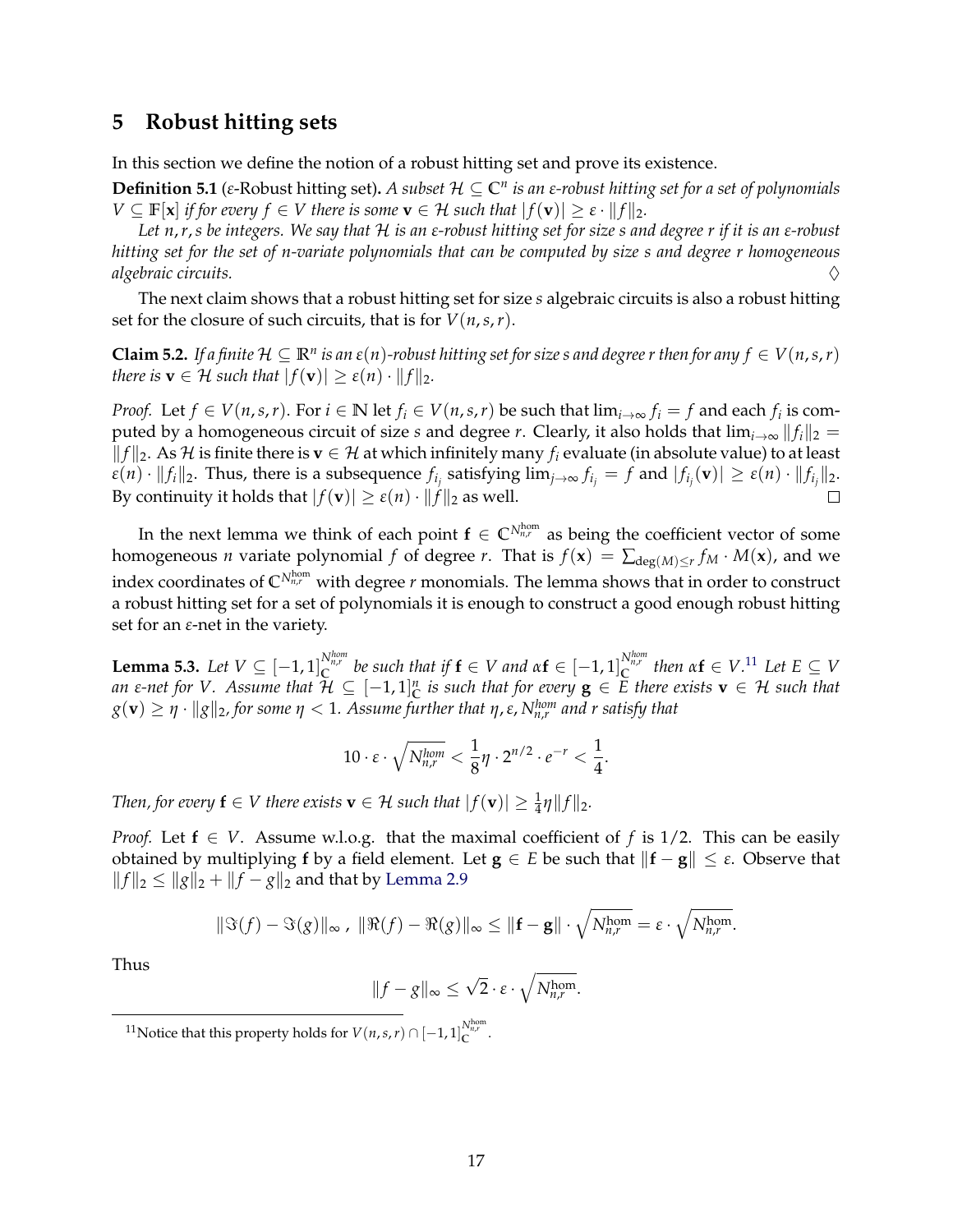## 5 Robust hitting sets

In this section we define the notion of a robust hitting set and prove its existence.

**Definition 5.1** ($\varepsilon$-Robust hitting set). *A subset $\mathcal{H} \subseteq \mathbb{C}^n$ is an $\varepsilon$-robust hitting set for a set of polynomials $V \subseteq \mathbb{F}[\mathbf{x}]$ if for every $f \in V$ there is some $\mathbf{v} \in \mathcal{H}$ such that $|f(\mathbf{v})| \geq \varepsilon \cdot \|f\|_2$.*

*Let $n, r, s$ be integers. We say that $\mathcal{H}$ is an $\varepsilon$-robust hitting set for size $s$ and degree $r$ if it is an $\varepsilon$-robust hitting set for the set of $n$-variate polynomials that can be computed by size $s$ and degree $r$ homogeneous algebraic circuits.* ♢

The next claim shows that a robust hitting set for size $s$ algebraic circuits is also a robust hitting set for the closure of such circuits, that is for $V(n, s, r)$.

**Claim 5.2.** *If a finite $\mathcal{H} \subseteq \mathbb{R}^n$ is an $\varepsilon(n)$-robust hitting set for size $s$ and degree $r$ then for any $f \in V(n, s, r)$ there is $\mathbf{v} \in \mathcal{H}$ such that $|f(\mathbf{v})| \geq \varepsilon(n) \cdot \|f\|_2$.*

*Proof.* Let $f \in V(n, s, r)$. For $i \in \mathbb{N}$ let $f_i \in V(n, s, r)$ be such that $\lim_{i\to\infty} f_i = f$ and each $f_i$ is computed by a homogeneous circuit of size $s$ and degree $r$. Clearly, it also holds that $\lim_{i\to\infty} \|f_i\|_2 = \|f\|_2$. As $\mathcal{H}$ is finite there is $\mathbf{v} \in \mathcal{H}$ at which infinitely many $f_i$ evaluate (in absolute value) to at least $\varepsilon(n) \cdot \|f_i\|_2$. Thus, there is a subsequence $f_{i_j}$ satisfying $\lim_{j\to\infty} f_{i_j} = f$ and $|f_{i_j}(\mathbf{v})| \geq \varepsilon(n) \cdot \|f_{i_j}\|_2$. By continuity it holds that $|f(\mathbf{v})| \geq \varepsilon(n) \cdot \|f\|_2$ as well. □

In the next lemma we think of each point $\mathbf{f} \in \mathbb{C}^{N^{\text{hom}}_{n,r}}$ as being the coefficient vector of some homogeneous $n$ variate polynomial $f$ of degree $r$. That is $f(\mathbf{x}) = \sum_{\deg(M)\leq r} f_M \cdot M(\mathbf{x})$, and we index coordinates of $\mathbb{C}^{N^{\text{hom}}_{n,r}}$ with degree $r$ monomials. The lemma shows that in order to construct a robust hitting set for a set of polynomials it is enough to construct a good enough robust hitting set for an $\varepsilon$-net in the variety.

**Lemma 5.3.** *Let $V \subseteq [-1,1]_{\mathbb{C}}^{N^{hom}_{n,r}}$ be such that if $\mathbf{f} \in V$ and $\alpha\mathbf{f} \in [-1,1]_{\mathbb{C}}^{N^{hom}_{n,r}}$ then $\alpha\mathbf{f} \in V$.*[11] *Let $E \subseteq V$ an $\varepsilon$-net for $V$. Assume that $\mathcal{H} \subseteq [-1,1]^n_{\mathbb{C}}$ is such that for every $\mathbf{g} \in E$ there exists $\mathbf{v} \in \mathcal{H}$ such that $g(\mathbf{v}) \geq \eta \cdot \|g\|_2$, for some $\eta < 1$. Assume further that $\eta, \varepsilon, N^{hom}_{n,r}$ and $r$ satisfy that*

$$10 \cdot \varepsilon \cdot \sqrt{N^{hom}_{n,r}} < \frac{1}{8}\eta \cdot 2^{n/2} \cdot e^{-r} < \frac{1}{4}.$$

*Then, for every $\mathbf{f} \in V$ there exists $\mathbf{v} \in \mathcal{H}$ such that $|f(\mathbf{v})| \geq \frac{1}{4}\eta\|f\|_2$.*

*Proof.* Let $\mathbf{f} \in V$. Assume w.l.o.g. that the maximal coefficient of $f$ is $1/2$. This can be easily obtained by multiplying $\mathbf{f}$ by a field element. Let $\mathbf{g} \in E$ be such that $\|\mathbf{f} - \mathbf{g}\| \leq \varepsilon$. Observe that $\|f\|_2 \leq \|g\|_2 + \|f - g\|_2$ and that by Lemma 2.9

$$\|\Im(f) - \Im(g)\|_\infty \,,\; \|\Re(f) - \Re(g)\|_\infty \leq \|\mathbf{f} - \mathbf{g}\| \cdot \sqrt{N^{\text{hom}}_{n,r}} = \varepsilon \cdot \sqrt{N^{\text{hom}}_{n,r}}.$$

Thus

$$\|f - g\|_\infty \leq \sqrt{2} \cdot \varepsilon \cdot \sqrt{N^{\text{hom}}_{n,r}}.$$

[11] Notice that this property holds for $V(n,s,r) \cap [-1,1]_{\mathbb{C}}^{N^{\text{hom}}_{n,r}}$.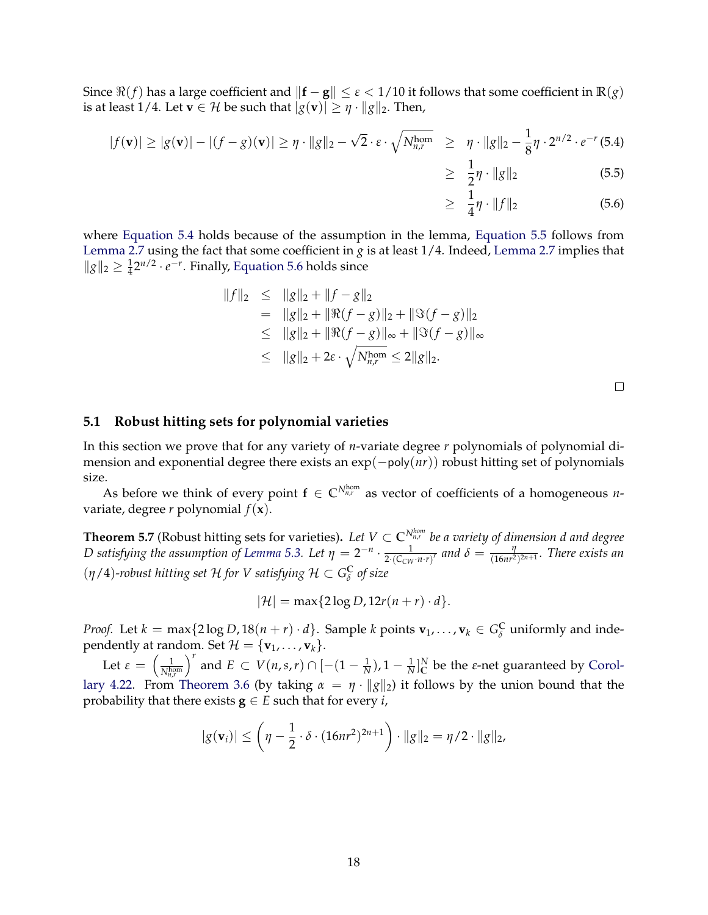Since $\Re(f)$ has a large coefficient and $\|\mathbf{f}-\mathbf{g}\| \leq \varepsilon < 1/10$ it follows that some coefficient in $\mathbb{R}(g)$ is at least $1/4$. Let $\mathbf{v} \in \mathcal{H}$ be such that $|g(\mathbf{v})| \geq \eta \cdot \|g\|_2$. Then,

$$
\begin{aligned}
|f(\mathbf{v})| \geq |g(\mathbf{v})| - |(f-g)(\mathbf{v})| \geq \eta \cdot \|g\|_2 - \sqrt{2} \cdot \varepsilon \cdot \sqrt{N_{n,r}^{\mathrm{hom}}} &\geq \eta \cdot \|g\|_2 - \frac{1}{8}\eta \cdot 2^{n/2} \cdot e^{-r} &(5.4)\\
&\geq \frac{1}{2}\eta \cdot \|g\|_2 &(5.5)\\
&\geq \frac{1}{4}\eta \cdot \|f\|_2 &(5.6)
\end{aligned}
$$

where Equation 5.4 holds because of the assumption in the lemma, Equation 5.5 follows from Lemma 2.7 using the fact that some coefficient in $g$ is at least $1/4$. Indeed, Lemma 2.7 implies that $\|g\|_2 \geq \frac{1}{4}2^{n/2} \cdot e^{-r}$. Finally, Equation 5.6 holds since

$$
\begin{aligned}
\|f\|_2 &\leq \|g\|_2 + \|f-g\|_2\\
&= \|g\|_2 + \|\Re(f-g)\|_2 + \|\Im(f-g)\|_2\\
&\leq \|g\|_2 + \|\Re(f-g)\|_\infty + \|\Im(f-g)\|_\infty\\
&\leq \|g\|_2 + 2\varepsilon \cdot \sqrt{N_{n,r}^{\mathrm{hom}}} \leq 2\|g\|_2.
\end{aligned}
$$

□

## 5.1 Robust hitting sets for polynomial varieties

In this section we prove that for any variety of $n$-variate degree $r$ polynomials of polynomial dimension and exponential degree there exists an $\exp(-\mathsf{poly}(nr))$ robust hitting set of polynomials size.

As before we think of every point $\mathbf{f} \in \mathbb{C}^{N_{n,r}^{\mathrm{hom}}}$ as vector of coefficients of a homogeneous $n$-variate, degree $r$ polynomial $f(\mathbf{x})$.

**Theorem 5.7** (Robust hitting sets for varieties)**.** *Let $V \subset \mathbb{C}^{N_{n,r}^{hom}}$ be a variety of dimension $d$ and degree $D$ satisfying the assumption of Lemma 5.3. Let $\eta = 2^{-n} \cdot \frac{1}{2\cdot(C_{CW}\cdot n \cdot r)^r}$ and $\delta = \frac{\eta}{(16nr^2)^{2n+1}}$. There exists an $(\eta/4)$-robust hitting set $\mathcal{H}$ for $V$ satisfying $\mathcal{H} \subset G_\delta^{\mathbb{C}}$ of size*

$$|\mathcal{H}| = \max\{2\log D, 12r(n+r)\cdot d\}.$$

*Proof.* Let $k = \max\{2\log D, 18(n+r)\cdot d\}$. Sample $k$ points $\mathbf{v}_1, \ldots, \mathbf{v}_k \in G_\delta^{\mathbb{C}}$ uniformly and independently at random. Set $\mathcal{H} = \{\mathbf{v}_1, \ldots, \mathbf{v}_k\}$.

Let $\varepsilon = \left(\frac{1}{N_{n,r}^{\mathrm{hom}}}\right)^r$ and $E \subset V(n,s,r) \cap [-(1-\frac{1}{N}), 1-\frac{1}{N}]_{\mathbb{C}}^N$ be the $\varepsilon$-net guaranteed by Corollary 4.22. From Theorem 3.6 (by taking $\alpha = \eta \cdot \|g\|_2$) it follows by the union bound that the probability that there exists $\mathbf{g} \in E$ such that for every $i$,

$$|g(\mathbf{v}_i)| \leq \left(\eta - \frac{1}{2}\cdot\delta\cdot(16nr^2)^{2n+1}\right)\cdot\|g\|_2 = \eta/2 \cdot \|g\|_2,$$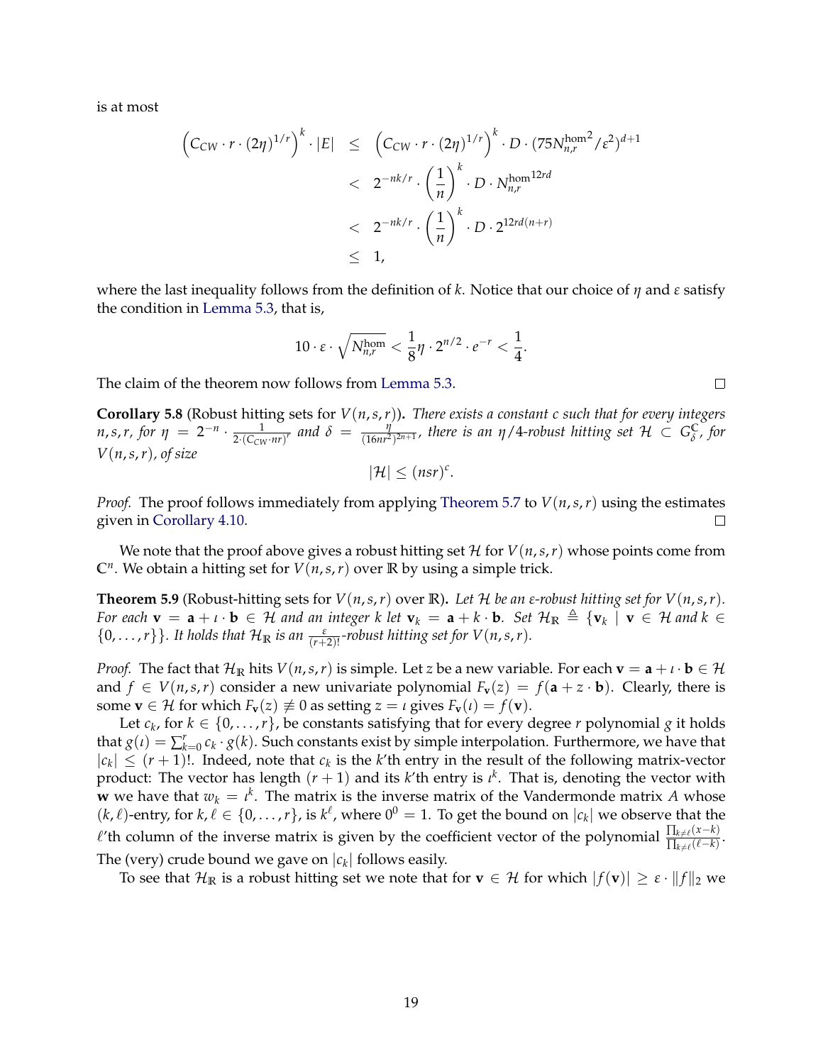is at most

$$
\begin{aligned}
\left(C_{CW} \cdot r \cdot (2\eta)^{1/r}\right)^k \cdot |E| &\leq \left(C_{CW} \cdot r \cdot (2\eta)^{1/r}\right)^k \cdot D \cdot (75 {N_{n,r}^{\text{hom}}}^2/\varepsilon^2)^{d+1} \\
&< 2^{-nk/r} \cdot \left(\frac{1}{n}\right)^k \cdot D \cdot {N_{n,r}^{\text{hom}}}^{12rd} \\
&< 2^{-nk/r} \cdot \left(\frac{1}{n}\right)^k \cdot D \cdot 2^{12rd(n+r)} \\
&\leq 1,
\end{aligned}
$$

where the last inequality follows from the definition of $k$. Notice that our choice of $\eta$ and $\varepsilon$ satisfy the condition in Lemma 5.3, that is,

$$
10 \cdot \varepsilon \cdot \sqrt{N_{n,r}^{\text{hom}}} < \frac{1}{8}\eta \cdot 2^{n/2} \cdot e^{-r} < \frac{1}{4}.
$$

The claim of the theorem now follows from Lemma 5.3. ∎

**Corollary 5.8** (Robust hitting sets for $V(n,s,r)$). *There exists a constant $c$ such that for every integers $n, s, r$, for $\eta = 2^{-n} \cdot \frac{1}{2 \cdot (C_{CW} \cdot nr)^r}$ and $\delta = \frac{\eta}{(16nr^2)^{2n+1}}$, there is an $\eta/4$-robust hitting set $\mathcal{H} \subset G_\delta^{\mathbb{C}}$, for $V(n,s,r)$, of size*

$$
|\mathcal{H}| \leq (nsr)^c.
$$

*Proof.* The proof follows immediately from applying Theorem 5.7 to $V(n,s,r)$ using the estimates given in Corollary 4.10. ∎

We note that the proof above gives a robust hitting set $\mathcal{H}$ for $V(n,s,r)$ whose points come from $\mathbb{C}^n$. We obtain a hitting set for $V(n,s,r)$ over $\mathbb{R}$ by using a simple trick.

**Theorem 5.9** (Robust-hitting sets for $V(n,s,r)$ over $\mathbb{R}$). *Let $\mathcal{H}$ be an $\varepsilon$-robust hitting set for $V(n,s,r)$. For each $\mathbf{v} = \mathbf{a} + \iota \cdot \mathbf{b} \in \mathcal{H}$ and an integer $k$ let $\mathbf{v}_k = \mathbf{a} + k \cdot \mathbf{b}$. Set $\mathcal{H}_{\mathbb{R}} \triangleq \{\mathbf{v}_k \mid \mathbf{v} \in \mathcal{H} \text{ and } k \in \{0, \ldots, r\}\}$. It holds that $\mathcal{H}_{\mathbb{R}}$ is an $\frac{\varepsilon}{(r+2)!}$-robust hitting set for $V(n,s,r)$.*

*Proof.* The fact that $\mathcal{H}_{\mathbb{R}}$ hits $V(n,s,r)$ is simple. Let $z$ be a new variable. For each $\mathbf{v} = \mathbf{a} + \iota \cdot \mathbf{b} \in \mathcal{H}$ and $f \in V(n,s,r)$ consider a new univariate polynomial $F_{\mathbf{v}}(z) = f(\mathbf{a} + z \cdot \mathbf{b})$. Clearly, there is some $\mathbf{v} \in \mathcal{H}$ for which $F_{\mathbf{v}}(z) \not\equiv 0$ as setting $z = \iota$ gives $F_{\mathbf{v}}(\iota) = f(\mathbf{v})$.

Let $c_k$, for $k \in \{0, \ldots, r\}$, be constants satisfying that for every degree $r$ polynomial $g$ it holds that $g(\iota) = \sum_{k=0}^{r} c_k \cdot g(k)$. Such constants exist by simple interpolation. Furthermore, we have that $|c_k| \leq (r+1)!$. Indeed, note that $c_k$ is the $k$'th entry in the result of the following matrix-vector product: The vector has length $(r+1)$ and its $k$'th entry is $\iota^k$. That is, denoting the vector with $\mathbf{w}$ we have that $w_k = \iota^k$. The matrix is the inverse matrix of the Vandermonde matrix $A$ whose $(k,\ell)$-entry, for $k, \ell \in \{0, \ldots, r\}$, is $k^\ell$, where $0^0 = 1$. To get the bound on $|c_k|$ we observe that the $\ell$'th column of the inverse matrix is given by the coefficient vector of the polynomial $\frac{\prod_{k \neq \ell}(x-k)}{\prod_{k \neq \ell}(\ell - k)}$. The (very) crude bound we gave on $|c_k|$ follows easily.

To see that $\mathcal{H}_{\mathbb{R}}$ is a robust hitting set we note that for $\mathbf{v} \in \mathcal{H}$ for which $|f(\mathbf{v})| \geq \varepsilon \cdot \|f\|_2$ we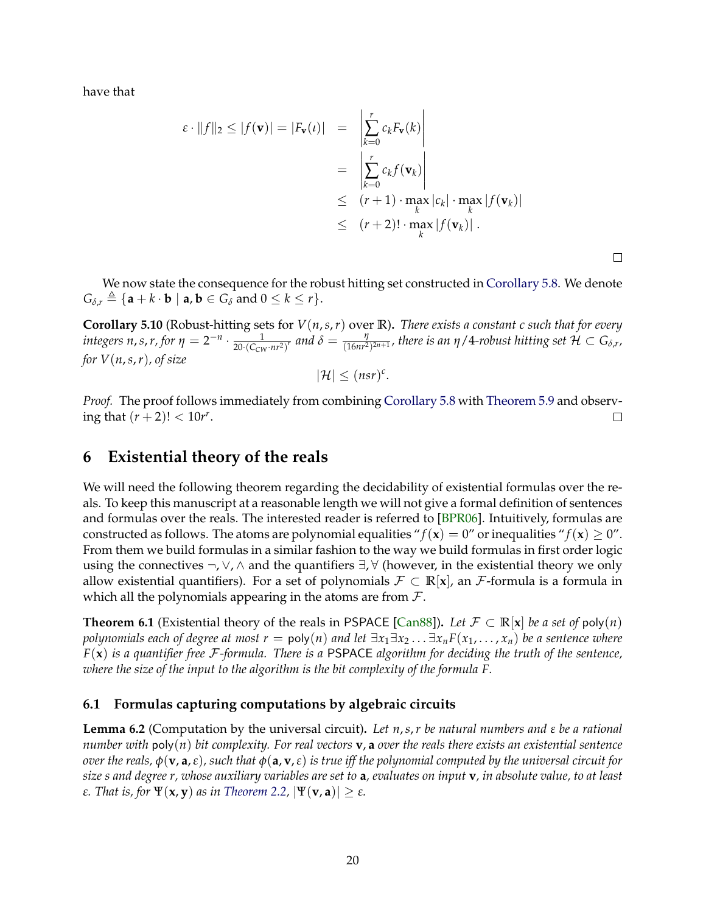have that

$$
\begin{aligned}
\varepsilon \cdot \|f\|_2 \leq |f(\mathbf{v})| = |F_{\mathbf{v}}(\iota)| &= \left| \sum_{k=0}^{r} c_k F_{\mathbf{v}}(k) \right| \\
&= \left| \sum_{k=0}^{r} c_k f(\mathbf{v}_k) \right| \\
&\leq (r+1) \cdot \max_k |c_k| \cdot \max_k |f(\mathbf{v}_k)| \\
&\leq (r+2)! \cdot \max_k |f(\mathbf{v}_k)| \,.
\end{aligned}
$$

□

We now state the consequence for the robust hitting set constructed in Corollary 5.8. We denote $G_{\delta,r} \triangleq \{\mathbf{a} + k \cdot \mathbf{b} \mid \mathbf{a}, \mathbf{b} \in G_\delta \text{ and } 0 \leq k \leq r\}$.

**Corollary 5.10** (Robust-hitting sets for $V(n,s,r)$ over $\mathbb{R}$)**.** *There exists a constant $c$ such that for every integers $n, s, r$, for $\eta = 2^{-n} \cdot \frac{1}{20 \cdot (C_{CW} \cdot nr^2)^r}$ and $\delta = \frac{\eta}{(16nr^2)^{2n+1}}$, there is an $\eta/4$-robust hitting set $\mathcal{H} \subset G_{\delta,r}$, for $V(n,s,r)$, of size*

$$|\mathcal{H}| \leq (nsr)^c.$$

*Proof.* The proof follows immediately from combining Corollary 5.8 with Theorem 5.9 and observing that $(r+2)! < 10r^r$. □

## 6 Existential theory of the reals

We will need the following theorem regarding the decidability of existential formulas over the reals. To keep this manuscript at a reasonable length we will not give a formal definition of sentences and formulas over the reals. The interested reader is referred to [BPR06]. Intuitively, formulas are constructed as follows. The atoms are polynomial equalities "$f(\mathbf{x}) = 0$" or inequalities "$f(\mathbf{x}) \geq 0$". From them we build formulas in a similar fashion to the way we build formulas in first order logic using the connectives $\neg, \vee, \wedge$ and the quantifiers $\exists, \forall$ (however, in the existential theory we only allow existential quantifiers). For a set of polynomials $\mathcal{F} \subset \mathbb{R}[\mathbf{x}]$, an $\mathcal{F}$-formula is a formula in which all the polynomials appearing in the atoms are from $\mathcal{F}$.

**Theorem 6.1** (Existential theory of the reals in PSPACE [Can88])**.** *Let $\mathcal{F} \subset \mathbb{R}[\mathbf{x}]$ be a set of $\mathsf{poly}(n)$ polynomials each of degree at most $r = \mathsf{poly}(n)$ and let $\exists x_1 \exists x_2 \ldots \exists x_n F(x_1, \ldots, x_n)$ be a sentence where $F(\mathbf{x})$ is a quantifier free $\mathcal{F}$-formula. There is a PSPACE algorithm for deciding the truth of the sentence, where the size of the input to the algorithm is the bit complexity of the formula $F$.*

### 6.1 Formulas capturing computations by algebraic circuits

**Lemma 6.2** (Computation by the universal circuit)**.** *Let $n, s, r$ be natural numbers and $\varepsilon$ be a rational number with $\mathsf{poly}(n)$ bit complexity. For real vectors $\mathbf{v}, \mathbf{a}$ over the reals there exists an existential sentence over the reals, $\phi(\mathbf{v}, \mathbf{a}, \varepsilon)$, such that $\phi(\mathbf{a}, \mathbf{v}, \varepsilon)$ is true iff the polynomial computed by the universal circuit for size $s$ and degree $r$, whose auxiliary variables are set to $\mathbf{a}$, evaluates on input $\mathbf{v}$, in absolute value, to at least $\varepsilon$. That is, for $\Psi(\mathbf{x}, \mathbf{y})$ as in Theorem 2.2, $|\Psi(\mathbf{v}, \mathbf{a})| \geq \varepsilon$.*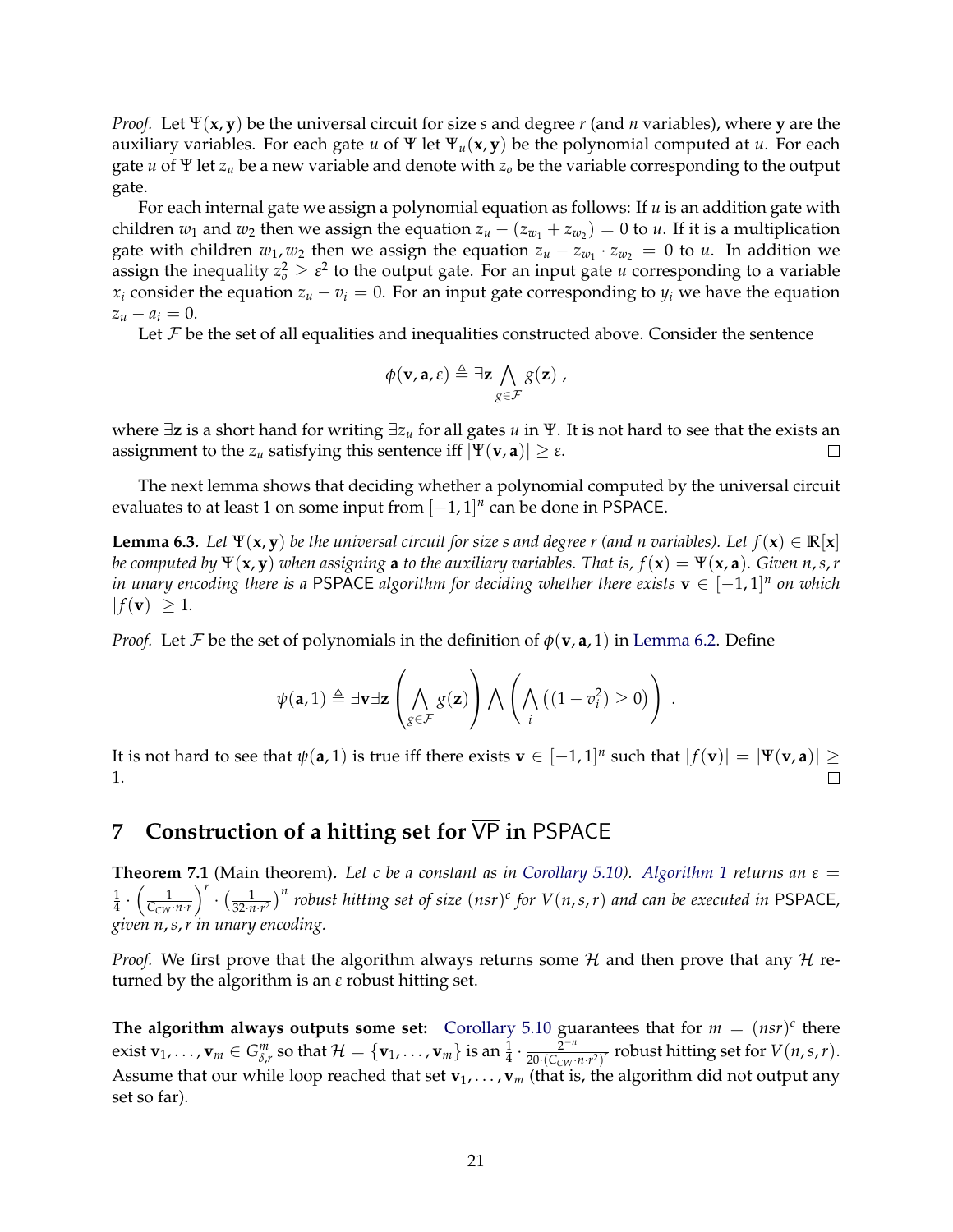*Proof.* Let $\Psi(\mathbf{x}, \mathbf{y})$ be the universal circuit for size $s$ and degree $r$ (and $n$ variables), where $\mathbf{y}$ are the auxiliary variables. For each gate $u$ of $\Psi$ let $\Psi_u(\mathbf{x}, \mathbf{y})$ be the polynomial computed at $u$. For each gate $u$ of $\Psi$ let $z_u$ be a new variable and denote with $z_o$ be the variable corresponding to the output gate.

For each internal gate we assign a polynomial equation as follows: If $u$ is an addition gate with children $w_1$ and $w_2$ then we assign the equation $z_u - (z_{w_1} + z_{w_2}) = 0$ to $u$. If it is a multiplication gate with children $w_1, w_2$ then we assign the equation $z_u - z_{w_1} \cdot z_{w_2} = 0$ to $u$. In addition we assign the inequality $z_o^2 \geq \varepsilon^2$ to the output gate. For an input gate $u$ corresponding to a variable $x_i$ consider the equation $z_u - v_i = 0$. For an input gate corresponding to $y_i$ we have the equation $z_u - a_i = 0$.

Let $\mathcal{F}$ be the set of all equalities and inequalities constructed above. Consider the sentence

$$\phi(\mathbf{v}, \mathbf{a}, \varepsilon) \triangleq \exists \mathbf{z} \bigwedge_{g \in \mathcal{F}} g(\mathbf{z}) ,$$

where $\exists \mathbf{z}$ is a short hand for writing $\exists z_u$ for all gates $u$ in $\Psi$. It is not hard to see that the exists an assignment to the $z_u$ satisfying this sentence iff $|\Psi(\mathbf{v}, \mathbf{a})| \geq \varepsilon$. $\square$

The next lemma shows that deciding whether a polynomial computed by the universal circuit evaluates to at least 1 on some input from $[-1, 1]^n$ can be done in PSPACE.

**Lemma 6.3.** *Let $\Psi(\mathbf{x}, \mathbf{y})$ be the universal circuit for size $s$ and degree $r$ (and $n$ variables). Let $f(\mathbf{x}) \in \mathbb{R}[\mathbf{x}]$ be computed by $\Psi(\mathbf{x}, \mathbf{y})$ when assigning $\mathbf{a}$ to the auxiliary variables. That is, $f(\mathbf{x}) = \Psi(\mathbf{x}, \mathbf{a})$. Given $n, s, r$ in unary encoding there is a PSPACE algorithm for deciding whether there exists $\mathbf{v} \in [-1, 1]^n$ on which $|f(\mathbf{v})| \geq 1$.*

*Proof.* Let $\mathcal{F}$ be the set of polynomials in the definition of $\phi(\mathbf{v}, \mathbf{a}, 1)$ in Lemma 6.2. Define

$$\psi(\mathbf{a}, 1) \triangleq \exists \mathbf{v} \exists \mathbf{z} \left( \bigwedge_{g \in \mathcal{F}} g(\mathbf{z}) \right) \bigwedge \left( \bigwedge_i \left( (1 - v_i^2) \geq 0 \right) \right) .$$

It is not hard to see that $\psi(\mathbf{a}, 1)$ is true iff there exists $\mathbf{v} \in [-1, 1]^n$ such that $|f(\mathbf{v})| = |\Psi(\mathbf{v}, \mathbf{a})| \geq 1$. $\square$

# 7 Construction of a hitting set for $\overline{\mathsf{VP}}$ in PSPACE

**Theorem 7.1** (Main theorem)**.** *Let $c$ be a constant as in Corollary 5.10). Algorithm 1 returns an $\varepsilon = \frac{1}{4} \cdot \left( \frac{1}{C_{CW} \cdot n \cdot r} \right)^r \cdot \left( \frac{1}{32 \cdot n \cdot r^2} \right)^n$ robust hitting set of size $(nsr)^c$ for $V(n, s, r)$ and can be executed in PSPACE, given $n, s, r$ in unary encoding.*

*Proof.* We first prove that the algorithm always returns some $\mathcal{H}$ and then prove that any $\mathcal{H}$ returned by the algorithm is an $\varepsilon$ robust hitting set.

**The algorithm always outputs some set:** Corollary 5.10 guarantees that for $m = (nsr)^c$ there exist $\mathbf{v}_1, \ldots, \mathbf{v}_m \in G_{\delta,r}^m$ so that $\mathcal{H} = \{\mathbf{v}_1, \ldots, \mathbf{v}_m\}$ is an $\frac{1}{4} \cdot \frac{2^{-n}}{20 \cdot (C_{CW} \cdot n \cdot r^2)^r}$ robust hitting set for $V(n, s, r)$. Assume that our while loop reached that set $\mathbf{v}_1, \ldots, \mathbf{v}_m$ (that is, the algorithm did not output any set so far).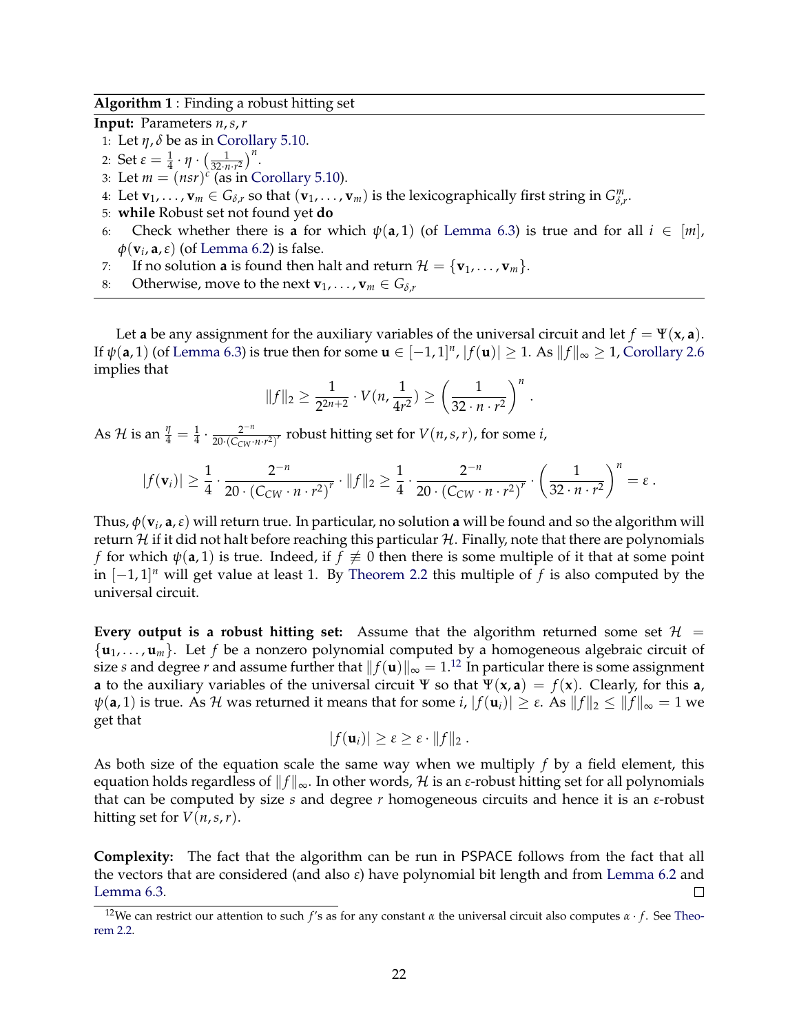**Algorithm 1** : Finding a robust hitting set

**Input:** Parameters $n, s, r$

1: Let $\eta, \delta$ be as in Corollary 5.10.
2: Set $\varepsilon = \frac{1}{4} \cdot \eta \cdot \left(\frac{1}{32 \cdot n \cdot r^2}\right)^n$.
3: Let $m = (nsr)^c$ (as in Corollary 5.10).
4: Let $\mathbf{v}_1, \ldots, \mathbf{v}_m \in G_{\delta,r}$ so that $(\mathbf{v}_1, \ldots, \mathbf{v}_m)$ is the lexicographically first string in $G^m_{\delta,r}$.
5: **while** Robust set not found yet **do**
6: Check whether there is $\mathbf{a}$ for which $\psi(\mathbf{a}, 1)$ (of Lemma 6.3) is true and for all $i \in [m]$, $\phi(\mathbf{v}_i, \mathbf{a}, \varepsilon)$ (of Lemma 6.2) is false.
7: If no solution $\mathbf{a}$ is found then halt and return $\mathcal{H} = \{\mathbf{v}_1, \ldots, \mathbf{v}_m\}$.
8: Otherwise, move to the next $\mathbf{v}_1, \ldots, \mathbf{v}_m \in G_{\delta,r}$

Let $\mathbf{a}$ be any assignment for the auxiliary variables of the universal circuit and let $f = \Psi(\mathbf{x}, \mathbf{a})$. If $\psi(\mathbf{a}, 1)$ (of Lemma 6.3) is true then for some $\mathbf{u} \in [-1, 1]^n$, $|f(\mathbf{u})| \geq 1$. As $\|f\|_\infty \geq 1$, Corollary 2.6 implies that

$$\|f\|_2 \geq \frac{1}{2^{2n+2}} \cdot V(n, \frac{1}{4r^2}) \geq \left(\frac{1}{32 \cdot n \cdot r^2}\right)^n .$$

As $\mathcal{H}$ is an $\frac{\eta}{4} = \frac{1}{4} \cdot \frac{2^{-n}}{20 \cdot (C_{CW} \cdot n \cdot r^2)^r}$ robust hitting set for $V(n, s, r)$, for some $i$,

$$|f(\mathbf{v}_i)| \geq \frac{1}{4} \cdot \frac{2^{-n}}{20 \cdot (C_{CW} \cdot n \cdot r^2)^r} \cdot \|f\|_2 \geq \frac{1}{4} \cdot \frac{2^{-n}}{20 \cdot (C_{CW} \cdot n \cdot r^2)^r} \cdot \left(\frac{1}{32 \cdot n \cdot r^2}\right)^n = \varepsilon .$$

Thus, $\phi(\mathbf{v}_i, \mathbf{a}, \varepsilon)$ will return true. In particular, no solution $\mathbf{a}$ will be found and so the algorithm will return $\mathcal{H}$ if it did not halt before reaching this particular $\mathcal{H}$. Finally, note that there are polynomials $f$ for which $\psi(\mathbf{a}, 1)$ is true. Indeed, if $f \not\equiv 0$ then there is some multiple of it that at some point in $[-1, 1]^n$ will get value at least 1. By Theorem 2.2 this multiple of $f$ is also computed by the universal circuit.

**Every output is a robust hitting set:** Assume that the algorithm returned some set $\mathcal{H} = \{\mathbf{u}_1, \ldots, \mathbf{u}_m\}$. Let $f$ be a nonzero polynomial computed by a homogeneous algebraic circuit of size $s$ and degree $r$ and assume further that $\|f(\mathbf{u})\|_\infty = 1$.[12] In particular there is some assignment $\mathbf{a}$ to the auxiliary variables of the universal circuit $\Psi$ so that $\Psi(\mathbf{x}, \mathbf{a}) = f(\mathbf{x})$. Clearly, for this $\mathbf{a}$, $\psi(\mathbf{a}, 1)$ is true. As $\mathcal{H}$ was returned it means that for some $i$, $|f(\mathbf{u}_i)| \geq \varepsilon$. As $\|f\|_2 \leq \|f\|_\infty = 1$ we get that

$$|f(\mathbf{u}_i)| \geq \varepsilon \geq \varepsilon \cdot \|f\|_2 .$$

As both size of the equation scale the same way when we multiply $f$ by a field element, this equation holds regardless of $\|f\|_\infty$. In other words, $\mathcal{H}$ is an $\varepsilon$-robust hitting set for all polynomials that can be computed by size $s$ and degree $r$ homogeneous circuits and hence it is an $\varepsilon$-robust hitting set for $V(n, s, r)$.

**Complexity:** The fact that the algorithm can be run in PSPACE follows from the fact that all the vectors that are considered (and also $\varepsilon$) have polynomial bit length and from Lemma 6.2 and Lemma 6.3. □

[12] We can restrict our attention to such $f$'s as for any constant $\alpha$ the universal circuit also computes $\alpha \cdot f$. See Theorem 2.2.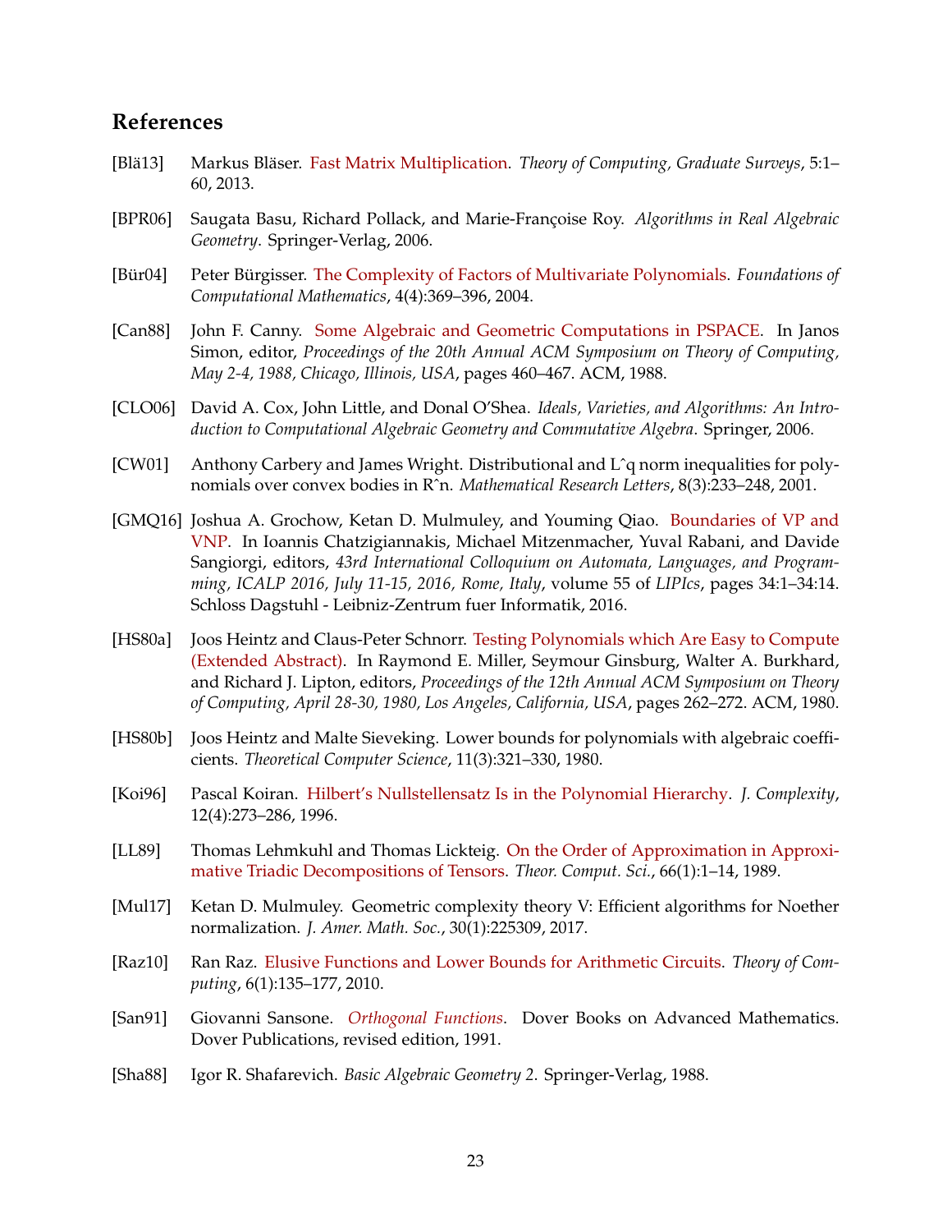# References

[Blä13] Markus Bläser. Fast Matrix Multiplication. *Theory of Computing, Graduate Surveys*, 5:1–60, 2013.

[BPR06] Saugata Basu, Richard Pollack, and Marie-Françoise Roy. *Algorithms in Real Algebraic Geometry*. Springer-Verlag, 2006.

[Bür04] Peter Bürgisser. The Complexity of Factors of Multivariate Polynomials. *Foundations of Computational Mathematics*, 4(4):369–396, 2004.

[Can88] John F. Canny. Some Algebraic and Geometric Computations in PSPACE. In Janos Simon, editor, *Proceedings of the 20th Annual ACM Symposium on Theory of Computing, May 2-4, 1988, Chicago, Illinois, USA*, pages 460–467. ACM, 1988.

[CLO06] David A. Cox, John Little, and Donal O'Shea. *Ideals, Varieties, and Algorithms: An Introduction to Computational Algebraic Geometry and Commutative Algebra*. Springer, 2006.

[CW01] Anthony Carbery and James Wright. Distributional and L^q norm inequalities for polynomials over convex bodies in R^n. *Mathematical Research Letters*, 8(3):233–248, 2001.

[GMQ16] Joshua A. Grochow, Ketan D. Mulmuley, and Youming Qiao. Boundaries of VP and VNP. In Ioannis Chatzigiannakis, Michael Mitzenmacher, Yuval Rabani, and Davide Sangiorgi, editors, *43rd International Colloquium on Automata, Languages, and Programming, ICALP 2016, July 11-15, 2016, Rome, Italy*, volume 55 of *LIPIcs*, pages 34:1–34:14. Schloss Dagstuhl - Leibniz-Zentrum fuer Informatik, 2016.

[HS80a] Joos Heintz and Claus-Peter Schnorr. Testing Polynomials which Are Easy to Compute (Extended Abstract). In Raymond E. Miller, Seymour Ginsburg, Walter A. Burkhard, and Richard J. Lipton, editors, *Proceedings of the 12th Annual ACM Symposium on Theory of Computing, April 28-30, 1980, Los Angeles, California, USA*, pages 262–272. ACM, 1980.

[HS80b] Joos Heintz and Malte Sieveking. Lower bounds for polynomials with algebraic coefficients. *Theoretical Computer Science*, 11(3):321–330, 1980.

[Koi96] Pascal Koiran. Hilbert's Nullstellensatz Is in the Polynomial Hierarchy. *J. Complexity*, 12(4):273–286, 1996.

[LL89] Thomas Lehmkuhl and Thomas Lickteig. On the Order of Approximation in Approximative Triadic Decompositions of Tensors. *Theor. Comput. Sci.*, 66(1):1–14, 1989.

[Mul17] Ketan D. Mulmuley. Geometric complexity theory V: Efficient algorithms for Noether normalization. *J. Amer. Math. Soc.*, 30(1):225309, 2017.

[Raz10] Ran Raz. Elusive Functions and Lower Bounds for Arithmetic Circuits. *Theory of Computing*, 6(1):135–177, 2010.

[San91] Giovanni Sansone. *Orthogonal Functions*. Dover Books on Advanced Mathematics. Dover Publications, revised edition, 1991.

[Sha88] Igor R. Shafarevich. *Basic Algebraic Geometry 2*. Springer-Verlag, 1988.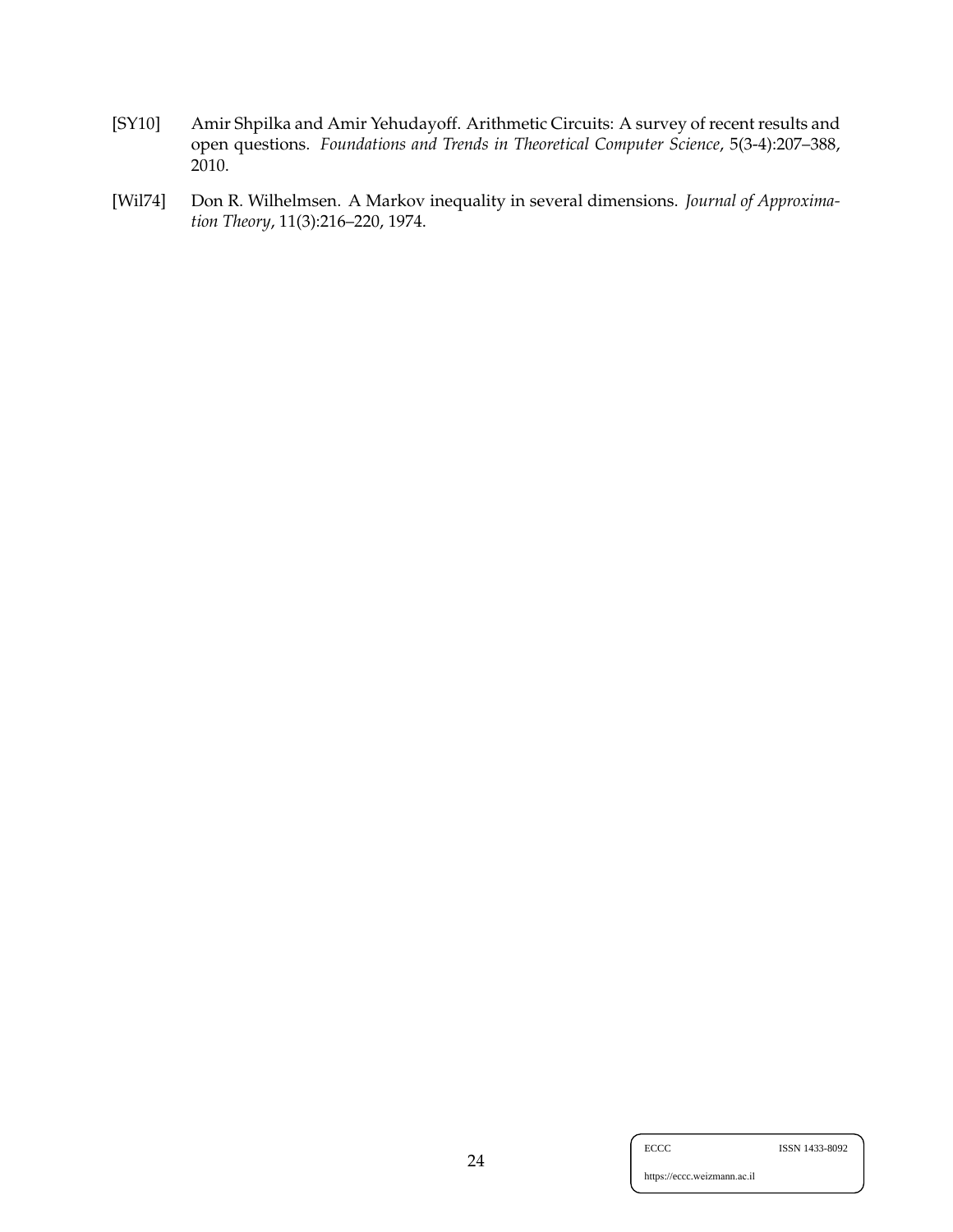[SY10] Amir Shpilka and Amir Yehudayoff. Arithmetic Circuits: A survey of recent results and open questions. *Foundations and Trends in Theoretical Computer Science*, 5(3-4):207–388, 2010.

[Wil74] Don R. Wilhelmsen. A Markov inequality in several dimensions. *Journal of Approximation Theory*, 11(3):216–220, 1974.

ECCC ISSN 1433-8092

https://eccc.weizmann.ac.il